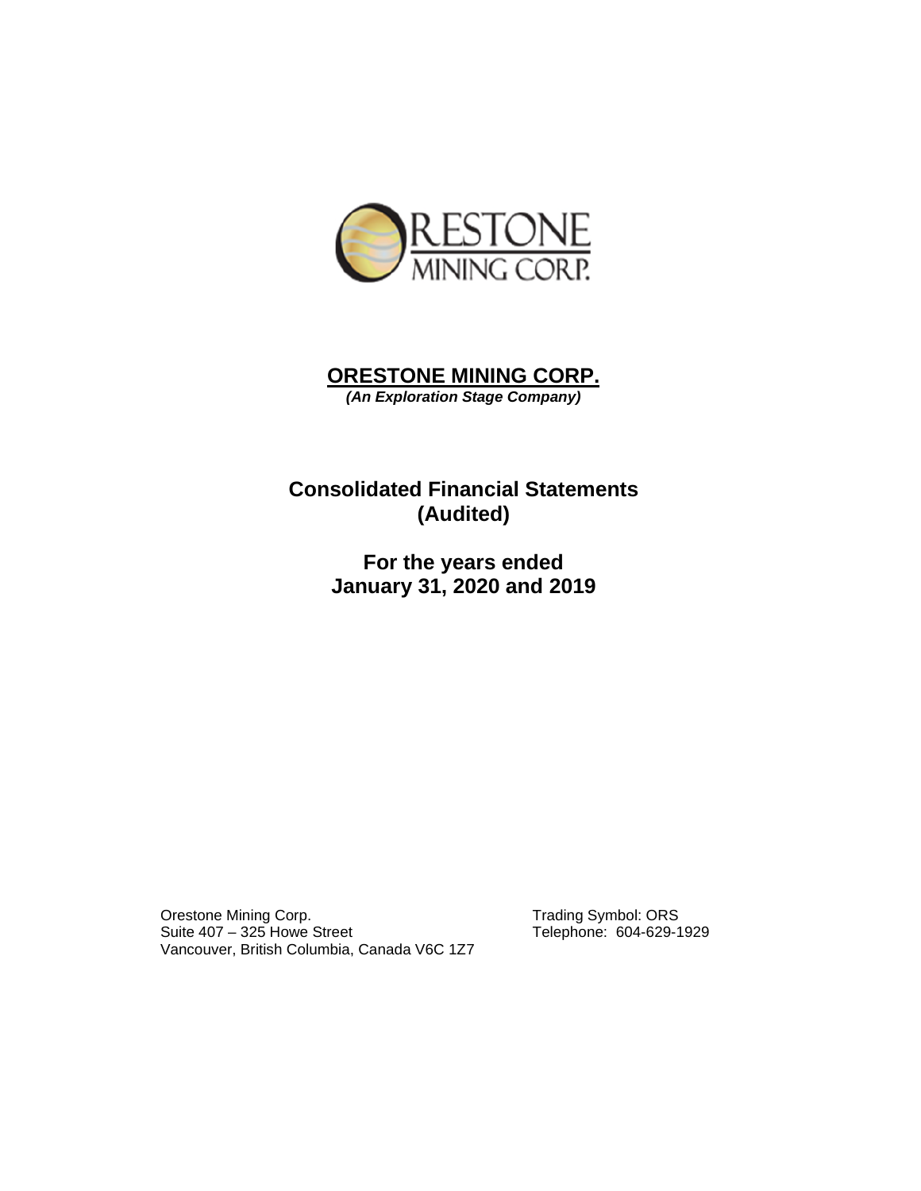# ORESTONE MINING CORP.

***(An Exploration Stage Company)***

## Consolidated Financial Statements
## (Audited)

## For the years ended
## January 31, 2020 and 2019

Orestone Mining Corp.
Suite 407 – 325 Howe Street
Vancouver, British Columbia, Canada V6C 1Z7

Trading Symbol: ORS
Telephone: 604-629-1929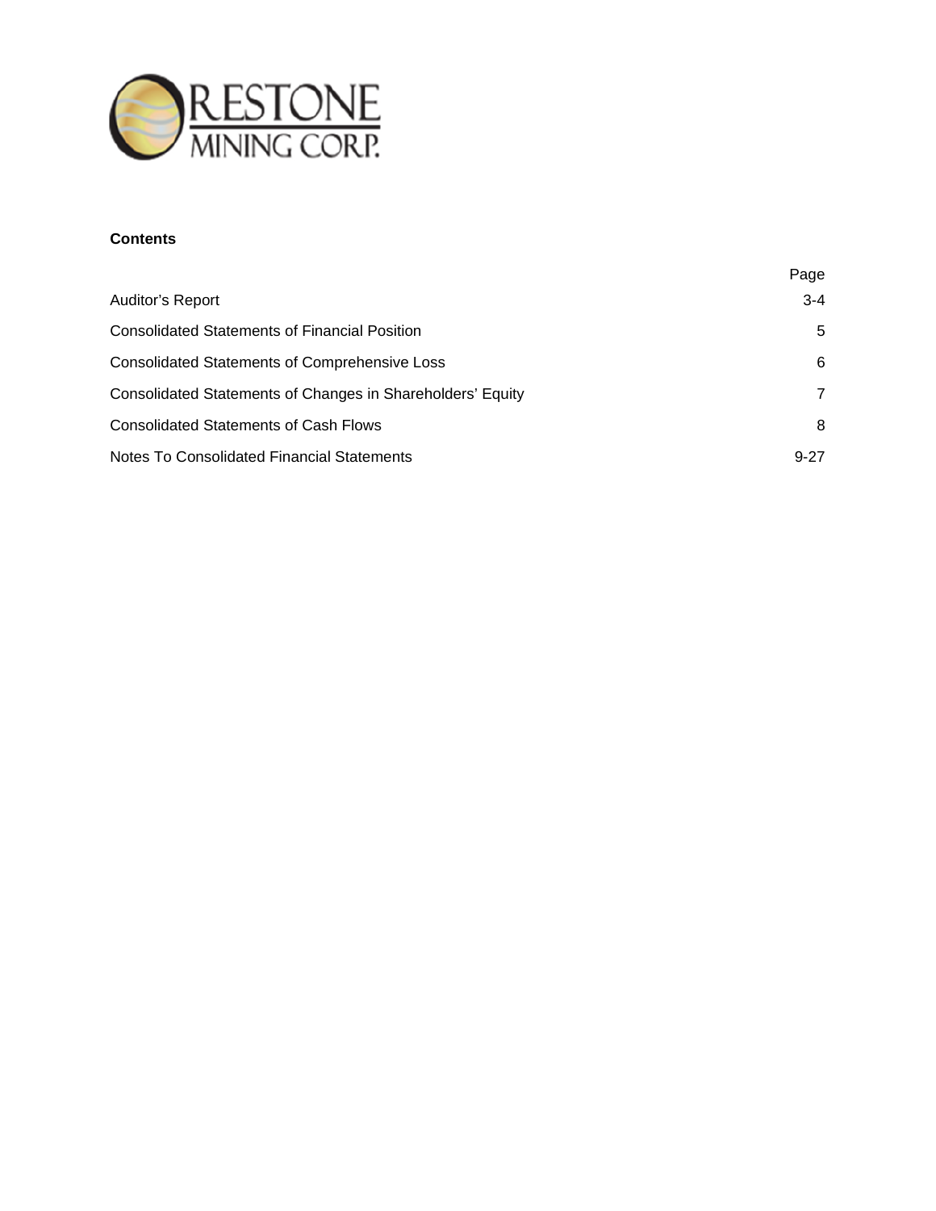## Contents

| | Page |
|---|---|
| Auditor’s Report | 3-4 |
| Consolidated Statements of Financial Position | 5 |
| Consolidated Statements of Comprehensive Loss | 6 |
| Consolidated Statements of Changes in Shareholders’ Equity | 7 |
| Consolidated Statements of Cash Flows | 8 |
| Notes To Consolidated Financial Statements | 9-27 |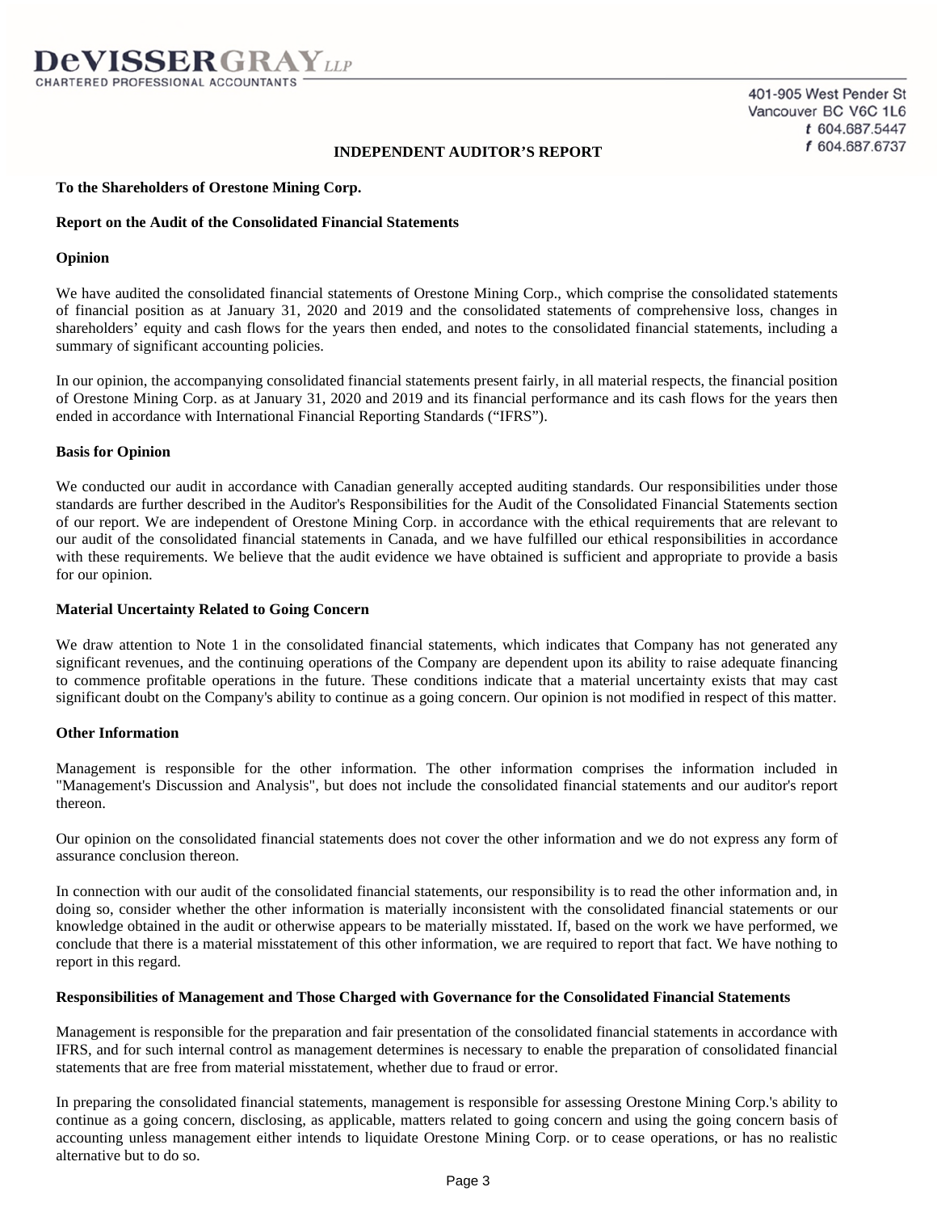**DeVISSERGRAY** *LLP*
CHARTERED PROFESSIONAL ACCOUNTANTS

401-905 West Pender St
Vancouver BC V6C 1L6
t 604.687.5447
f 604.687.6737

# INDEPENDENT AUDITOR'S REPORT

**To the Shareholders of Orestone Mining Corp.**

## Report on the Audit of the Consolidated Financial Statements

### Opinion

We have audited the consolidated financial statements of Orestone Mining Corp., which comprise the consolidated statements of financial position as at January 31, 2020 and 2019 and the consolidated statements of comprehensive loss, changes in shareholders' equity and cash flows for the years then ended, and notes to the consolidated financial statements, including a summary of significant accounting policies.

In our opinion, the accompanying consolidated financial statements present fairly, in all material respects, the financial position of Orestone Mining Corp. as at January 31, 2020 and 2019 and its financial performance and its cash flows for the years then ended in accordance with International Financial Reporting Standards ("IFRS").

### Basis for Opinion

We conducted our audit in accordance with Canadian generally accepted auditing standards. Our responsibilities under those standards are further described in the Auditor's Responsibilities for the Audit of the Consolidated Financial Statements section of our report. We are independent of Orestone Mining Corp. in accordance with the ethical requirements that are relevant to our audit of the consolidated financial statements in Canada, and we have fulfilled our ethical responsibilities in accordance with these requirements. We believe that the audit evidence we have obtained is sufficient and appropriate to provide a basis for our opinion.

### Material Uncertainty Related to Going Concern

We draw attention to Note 1 in the consolidated financial statements, which indicates that Company has not generated any significant revenues, and the continuing operations of the Company are dependent upon its ability to raise adequate financing to commence profitable operations in the future. These conditions indicate that a material uncertainty exists that may cast significant doubt on the Company's ability to continue as a going concern. Our opinion is not modified in respect of this matter.

### Other Information

Management is responsible for the other information. The other information comprises the information included in "Management's Discussion and Analysis", but does not include the consolidated financial statements and our auditor's report thereon.

Our opinion on the consolidated financial statements does not cover the other information and we do not express any form of assurance conclusion thereon.

In connection with our audit of the consolidated financial statements, our responsibility is to read the other information and, in doing so, consider whether the other information is materially inconsistent with the consolidated financial statements or our knowledge obtained in the audit or otherwise appears to be materially misstated. If, based on the work we have performed, we conclude that there is a material misstatement of this other information, we are required to report that fact. We have nothing to report in this regard.

### Responsibilities of Management and Those Charged with Governance for the Consolidated Financial Statements

Management is responsible for the preparation and fair presentation of the consolidated financial statements in accordance with IFRS, and for such internal control as management determines is necessary to enable the preparation of consolidated financial statements that are free from material misstatement, whether due to fraud or error.

In preparing the consolidated financial statements, management is responsible for assessing Orestone Mining Corp.'s ability to continue as a going concern, disclosing, as applicable, matters related to going concern and using the going concern basis of accounting unless management either intends to liquidate Orestone Mining Corp. or to cease operations, or has no realistic alternative but to do so.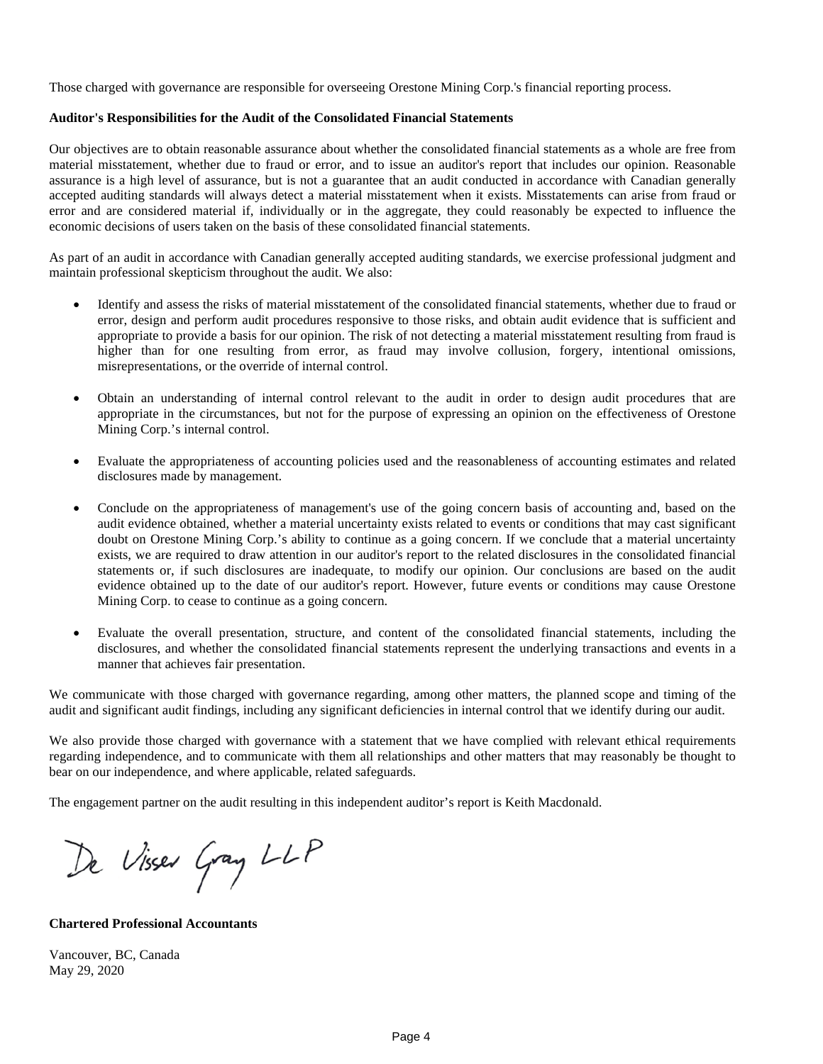Those charged with governance are responsible for overseeing Orestone Mining Corp.'s financial reporting process.

**Auditor's Responsibilities for the Audit of the Consolidated Financial Statements**

Our objectives are to obtain reasonable assurance about whether the consolidated financial statements as a whole are free from material misstatement, whether due to fraud or error, and to issue an auditor's report that includes our opinion. Reasonable assurance is a high level of assurance, but is not a guarantee that an audit conducted in accordance with Canadian generally accepted auditing standards will always detect a material misstatement when it exists. Misstatements can arise from fraud or error and are considered material if, individually or in the aggregate, they could reasonably be expected to influence the economic decisions of users taken on the basis of these consolidated financial statements.

As part of an audit in accordance with Canadian generally accepted auditing standards, we exercise professional judgment and maintain professional skepticism throughout the audit. We also:

- Identify and assess the risks of material misstatement of the consolidated financial statements, whether due to fraud or error, design and perform audit procedures responsive to those risks, and obtain audit evidence that is sufficient and appropriate to provide a basis for our opinion. The risk of not detecting a material misstatement resulting from fraud is higher than for one resulting from error, as fraud may involve collusion, forgery, intentional omissions, misrepresentations, or the override of internal control.

- Obtain an understanding of internal control relevant to the audit in order to design audit procedures that are appropriate in the circumstances, but not for the purpose of expressing an opinion on the effectiveness of Orestone Mining Corp.'s internal control.

- Evaluate the appropriateness of accounting policies used and the reasonableness of accounting estimates and related disclosures made by management.

- Conclude on the appropriateness of management's use of the going concern basis of accounting and, based on the audit evidence obtained, whether a material uncertainty exists related to events or conditions that may cast significant doubt on Orestone Mining Corp.'s ability to continue as a going concern. If we conclude that a material uncertainty exists, we are required to draw attention in our auditor's report to the related disclosures in the consolidated financial statements or, if such disclosures are inadequate, to modify our opinion. Our conclusions are based on the audit evidence obtained up to the date of our auditor's report. However, future events or conditions may cause Orestone Mining Corp. to cease to continue as a going concern.

- Evaluate the overall presentation, structure, and content of the consolidated financial statements, including the disclosures, and whether the consolidated financial statements represent the underlying transactions and events in a manner that achieves fair presentation.

We communicate with those charged with governance regarding, among other matters, the planned scope and timing of the audit and significant audit findings, including any significant deficiencies in internal control that we identify during our audit.

We also provide those charged with governance with a statement that we have complied with relevant ethical requirements regarding independence, and to communicate with them all relationships and other matters that may reasonably be thought to bear on our independence, and where applicable, related safeguards.

The engagement partner on the audit resulting in this independent auditor's report is Keith Macdonald.

De Visser Gray LLP

**Chartered Professional Accountants**

Vancouver, BC, Canada
May 29, 2020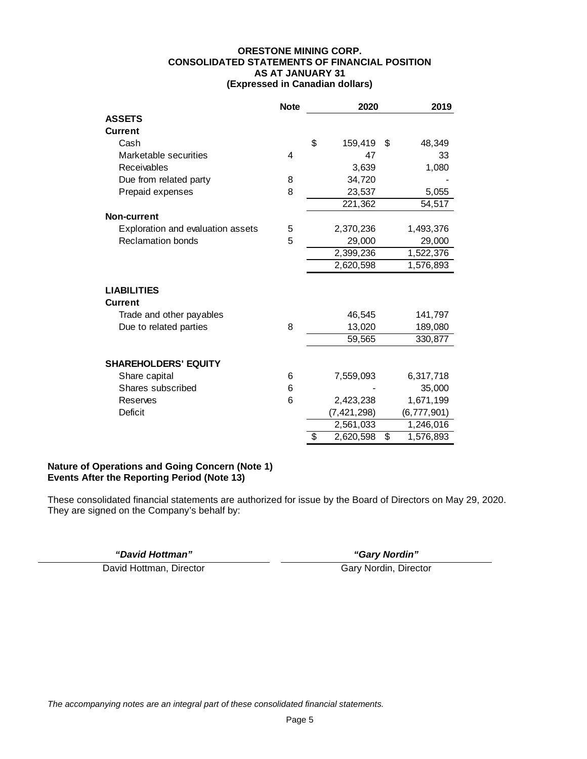# ORESTONE MINING CORP.
## CONSOLIDATED STATEMENTS OF FINANCIAL POSITION
### AS AT JANUARY 31
### (Expressed in Canadian dollars)

| | Note | 2020 | 2019 |
|---|---|---|---|
| **ASSETS** | | | |
| **Current** | | | |
| Cash | | $ 159,419 | $ 48,349 |
| Marketable securities | 4 | 47 | 33 |
| Receivables | | 3,639 | 1,080 |
| Due from related party | 8 | 34,720 | - |
| Prepaid expenses | 8 | 23,537 | 5,055 |
| | | 221,362 | 54,517 |
| **Non-current** | | | |
| Exploration and evaluation assets | 5 | 2,370,236 | 1,493,376 |
| Reclamation bonds | 5 | 29,000 | 29,000 |
| | | 2,399,236 | 1,522,376 |
| | | 2,620,598 | 1,576,893 |
| **LIABILITIES** | | | |
| **Current** | | | |
| Trade and other payables | | 46,545 | 141,797 |
| Due to related parties | 8 | 13,020 | 189,080 |
| | | 59,565 | 330,877 |
| **SHAREHOLDERS' EQUITY** | | | |
| Share capital | 6 | 7,559,093 | 6,317,718 |
| Shares subscribed | 6 | - | 35,000 |
| Reserves | 6 | 2,423,238 | 1,671,199 |
| Deficit | | (7,421,298) | (6,777,901) |
| | | 2,561,033 | 1,246,016 |
| | | $ 2,620,598 | $ 1,576,893 |

**Nature of Operations and Going Concern (Note 1)**
**Events After the Reporting Period (Note 13)**

These consolidated financial statements are authorized for issue by the Board of Directors on May 29, 2020. They are signed on the Company's behalf by:

| *"David Hottman"* | *"Gary Nordin"* |
|---|---|
| David Hottman, Director | Gary Nordin, Director |

*The accompanying notes are an integral part of these consolidated financial statements.*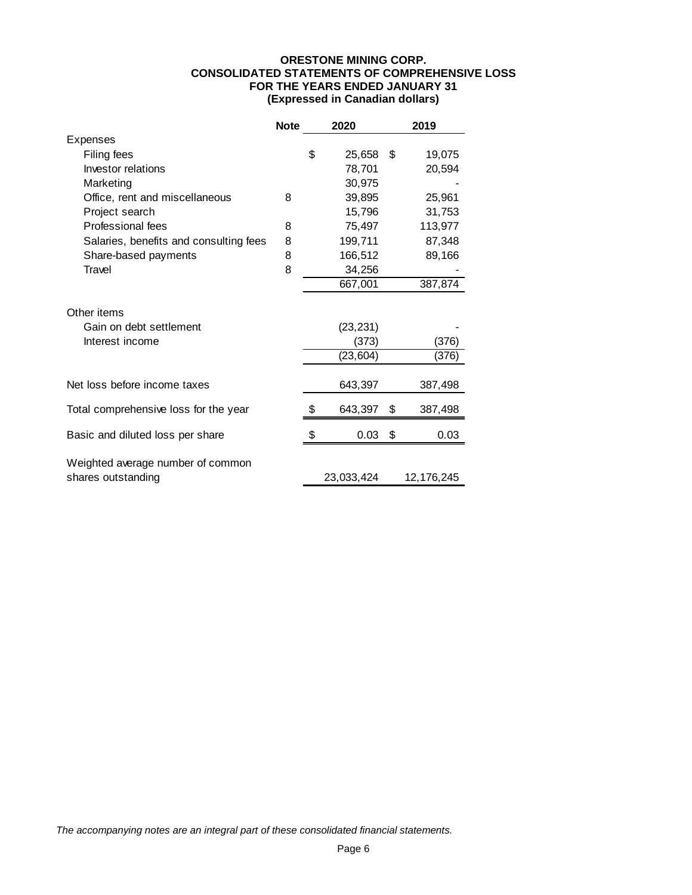**ORESTONE MINING CORP.**
**CONSOLIDATED STATEMENTS OF COMPREHENSIVE LOSS**
**FOR THE YEARS ENDED JANUARY 31**
**(Expressed in Canadian dollars)**

| | Note | 2020 | 2019 |
|---|---|---|---|
| Expenses | | | |
| Filing fees | | $ 25,658 | $ 19,075 |
| Investor relations | | 78,701 | 20,594 |
| Marketing | | 30,975 | - |
| Office, rent and miscellaneous | 8 | 39,895 | 25,961 |
| Project search | | 15,796 | 31,753 |
| Professional fees | 8 | 75,497 | 113,977 |
| Salaries, benefits and consulting fees | 8 | 199,711 | 87,348 |
| Share-based payments | 8 | 166,512 | 89,166 |
| Travel | 8 | 34,256 | - |
| | | 667,001 | 387,874 |
| Other items | | | |
| Gain on debt settlement | | (23,231) | - |
| Interest income | | (373) | (376) |
| | | (23,604) | (376) |
| Net loss before income taxes | | 643,397 | 387,498 |
| Total comprehensive loss for the year | | $ 643,397 | $ 387,498 |
| Basic and diluted loss per share | | $ 0.03 | $ 0.03 |
| Weighted average number of common shares outstanding | | 23,033,424 | 12,176,245 |

*The accompanying notes are an integral part of these consolidated financial statements.*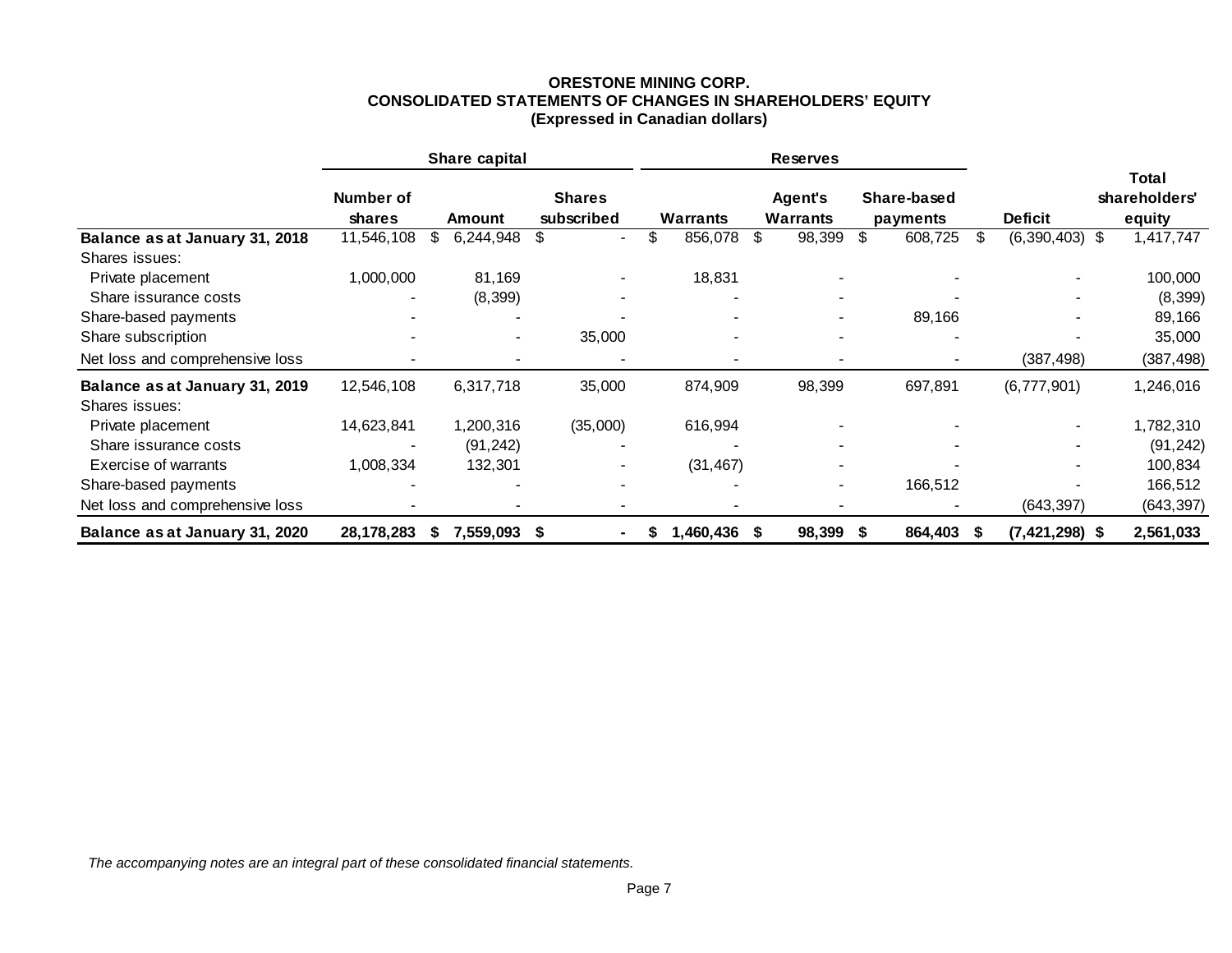**ORESTONE MINING CORP.**
**CONSOLIDATED STATEMENTS OF CHANGES IN SHAREHOLDERS' EQUITY**
**(Expressed in Canadian dollars)**

| | Share capital | | | Reserves | | | | |
|---|---|---|---|---|---|---|---|---|
| | Number of shares | Amount | Shares subscribed | Warrants | Agent's Warrants | Share-based payments | Deficit | Total shareholders' equity |
| **Balance as at January 31, 2018** | 11,546,108 | $ 6,244,948 | $ - | $ 856,078 | $ 98,399 | $ 608,725 | $ (6,390,403) | $ 1,417,747 |
| Shares issues: | | | | | | | | |
| Private placement | 1,000,000 | 81,169 | - | 18,831 | - | - | - | 100,000 |
| Share issurance costs | - | (8,399) | - | - | - | - | - | (8,399) |
| Share-based payments | - | - | - | - | - | 89,166 | - | 89,166 |
| Share subscription | - | - | 35,000 | - | - | - | - | 35,000 |
| Net loss and comprehensive loss | - | - | - | - | - | - | (387,498) | (387,498) |
| **Balance as at January 31, 2019** | 12,546,108 | 6,317,718 | 35,000 | 874,909 | 98,399 | 697,891 | (6,777,901) | 1,246,016 |
| Shares issues: | | | | | | | | |
| Private placement | 14,623,841 | 1,200,316 | (35,000) | 616,994 | - | - | - | 1,782,310 |
| Share issurance costs | - | (91,242) | - | - | - | - | - | (91,242) |
| Exercise of warrants | 1,008,334 | 132,301 | - | (31,467) | - | - | - | 100,834 |
| Share-based payments | - | - | - | - | - | 166,512 | - | 166,512 |
| Net loss and comprehensive loss | - | - | - | - | - | - | (643,397) | (643,397) |
| **Balance as at January 31, 2020** | **28,178,283** | **$ 7,559,093** | **$ -** | **$ 1,460,436** | **$ 98,399** | **$ 864,403** | **$ (7,421,298)** | **$ 2,561,033** |

*The accompanying notes are an integral part of these consolidated financial statements.*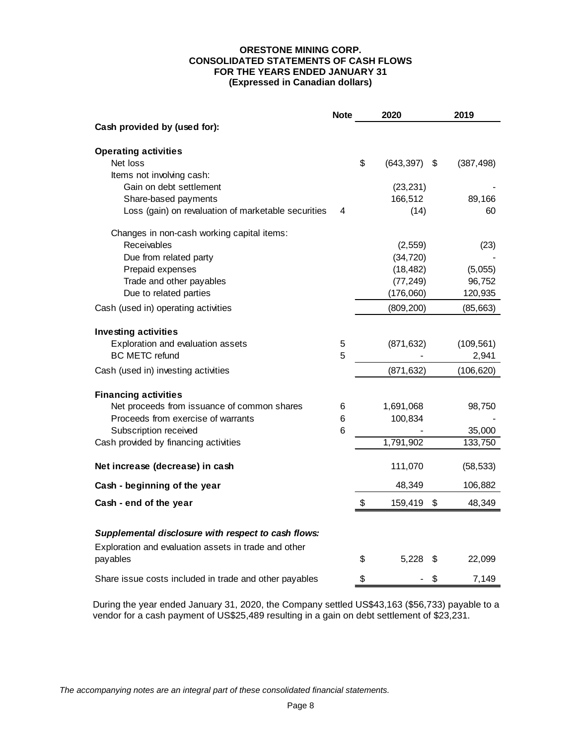**ORESTONE MINING CORP.**
**CONSOLIDATED STATEMENTS OF CASH FLOWS**
**FOR THE YEARS ENDED JANUARY 31**
**(Expressed in Canadian dollars)**

| | Note | 2020 | 2019 |
|---|---|---|---|
| **Cash provided by (used for):** | | | |
| **Operating activities** | | | |
| Net loss | | $ (643,397) | $ (387,498) |
| Items not involving cash: | | | |
| Gain on debt settlement | | (23,231) | - |
| Share-based payments | | 166,512 | 89,166 |
| Loss (gain) on revaluation of marketable securities | 4 | (14) | 60 |
| Changes in non-cash working capital items: | | | |
| Receivables | | (2,559) | (23) |
| Due from related party | | (34,720) | - |
| Prepaid expenses | | (18,482) | (5,055) |
| Trade and other payables | | (77,249) | 96,752 |
| Due to related parties | | (176,060) | 120,935 |
| Cash (used in) operating activities | | (809,200) | (85,663) |
| **Investing activities** | | | |
| Exploration and evaluation assets | 5 | (871,632) | (109,561) |
| BC METC refund | 5 | - | 2,941 |
| Cash (used in) investing activities | | (871,632) | (106,620) |
| **Financing activities** | | | |
| Net proceeds from issuance of common shares | 6 | 1,691,068 | 98,750 |
| Proceeds from exercise of warrants | 6 | 100,834 | - |
| Subscription received | 6 | - | 35,000 |
| Cash provided by financing activities | | 1,791,902 | 133,750 |
| **Net increase (decrease) in cash** | | 111,070 | (58,533) |
| **Cash - beginning of the year** | | 48,349 | 106,882 |
| **Cash - end of the year** | | $ 159,419 | $ 48,349 |
| ***Supplemental disclosure with respect to cash flows:*** | | | |
| Exploration and evaluation assets in trade and other payables | | $ 5,228 | $ 22,099 |
| Share issue costs included in trade and other payables | | $ - | $ 7,149 |

During the year ended January 31, 2020, the Company settled US$43,163 ($56,733) payable to a vendor for a cash payment of US$25,489 resulting in a gain on debt settlement of $23,231.

*The accompanying notes are an integral part of these consolidated financial statements.*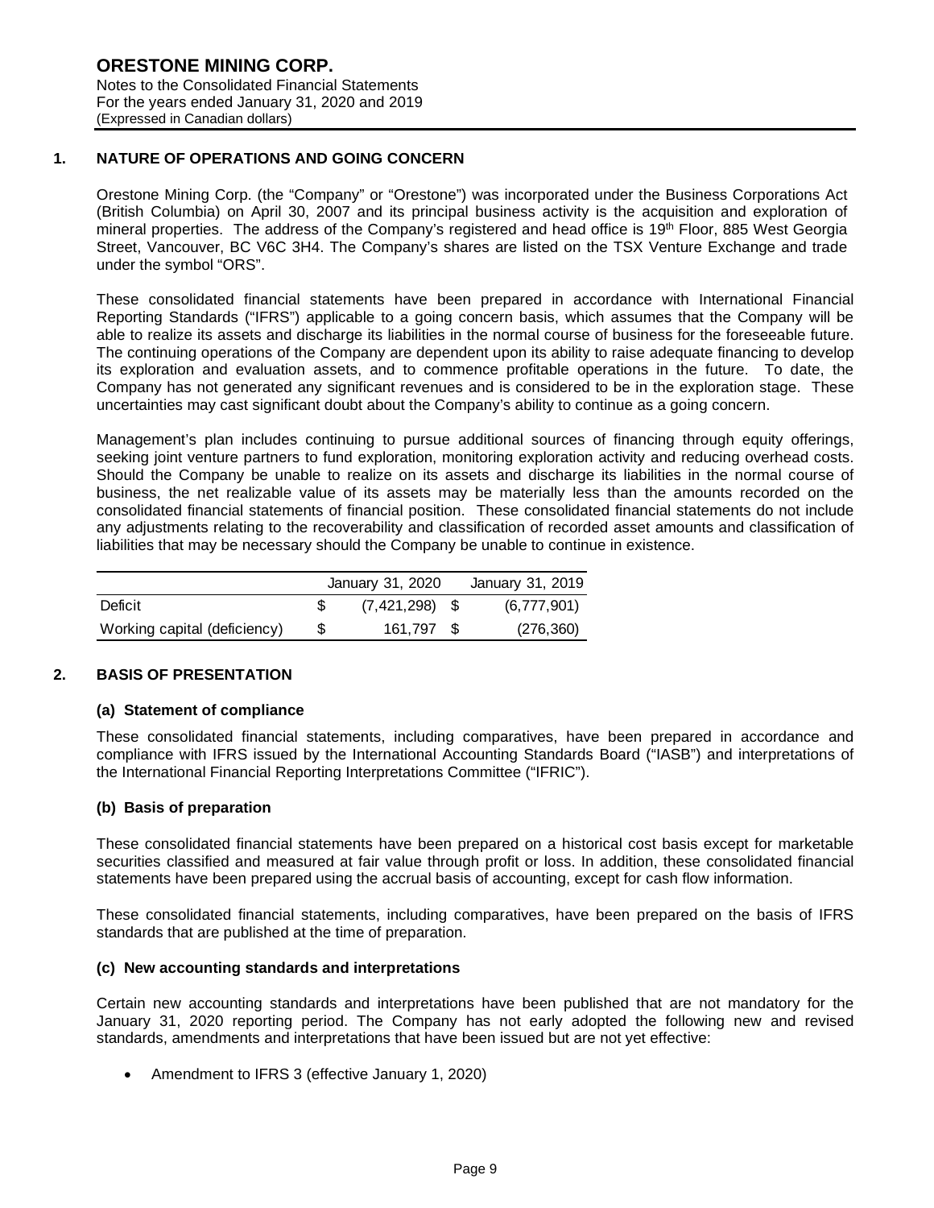## 1. NATURE OF OPERATIONS AND GOING CONCERN

Orestone Mining Corp. (the "Company" or "Orestone") was incorporated under the Business Corporations Act (British Columbia) on April 30, 2007 and its principal business activity is the acquisition and exploration of mineral properties. The address of the Company's registered and head office is 19th Floor, 885 West Georgia Street, Vancouver, BC V6C 3H4. The Company's shares are listed on the TSX Venture Exchange and trade under the symbol "ORS".

These consolidated financial statements have been prepared in accordance with International Financial Reporting Standards ("IFRS") applicable to a going concern basis, which assumes that the Company will be able to realize its assets and discharge its liabilities in the normal course of business for the foreseeable future. The continuing operations of the Company are dependent upon its ability to raise adequate financing to develop its exploration and evaluation assets, and to commence profitable operations in the future. To date, the Company has not generated any significant revenues and is considered to be in the exploration stage. These uncertainties may cast significant doubt about the Company's ability to continue as a going concern.

Management's plan includes continuing to pursue additional sources of financing through equity offerings, seeking joint venture partners to fund exploration, monitoring exploration activity and reducing overhead costs. Should the Company be unable to realize on its assets and discharge its liabilities in the normal course of business, the net realizable value of its assets may be materially less than the amounts recorded on the consolidated financial statements of financial position. These consolidated financial statements do not include any adjustments relating to the recoverability and classification of recorded asset amounts and classification of liabilities that may be necessary should the Company be unable to continue in existence.

| | January 31, 2020 | January 31, 2019 |
|---|---|---|
| Deficit | $ (7,421,298) | $ (6,777,901) |
| Working capital (deficiency) | $ 161,797 | $ (276,360) |

## 2. BASIS OF PRESENTATION

### (a) Statement of compliance

These consolidated financial statements, including comparatives, have been prepared in accordance and compliance with IFRS issued by the International Accounting Standards Board ("IASB") and interpretations of the International Financial Reporting Interpretations Committee ("IFRIC").

### (b) Basis of preparation

These consolidated financial statements have been prepared on a historical cost basis except for marketable securities classified and measured at fair value through profit or loss. In addition, these consolidated financial statements have been prepared using the accrual basis of accounting, except for cash flow information.

These consolidated financial statements, including comparatives, have been prepared on the basis of IFRS standards that are published at the time of preparation.

### (c) New accounting standards and interpretations

Certain new accounting standards and interpretations have been published that are not mandatory for the January 31, 2020 reporting period. The Company has not early adopted the following new and revised standards, amendments and interpretations that have been issued but are not yet effective:

- Amendment to IFRS 3 (effective January 1, 2020)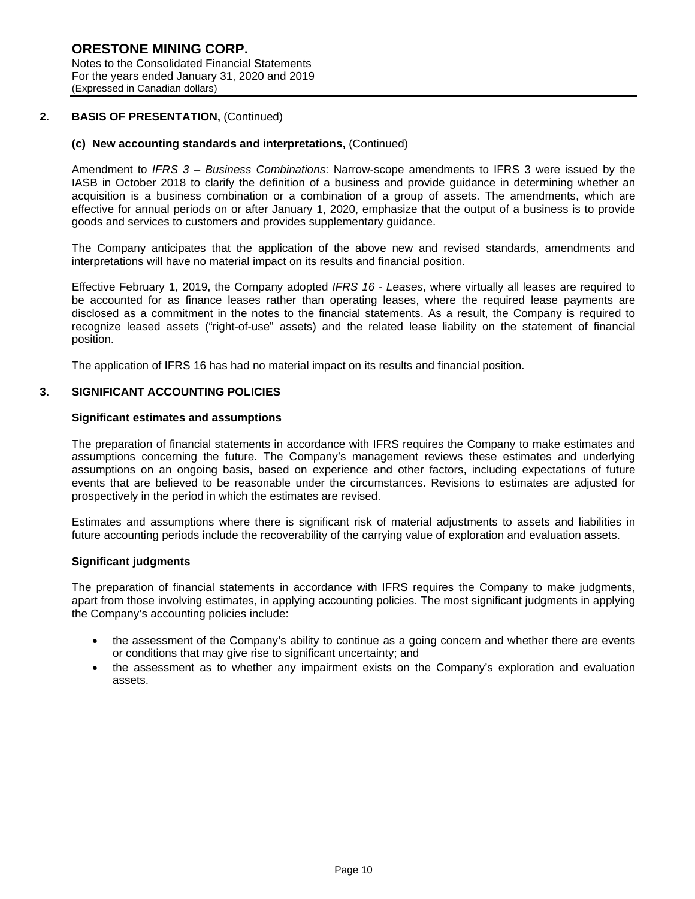## 2. BASIS OF PRESENTATION, (Continued)

### (c) New accounting standards and interpretations, (Continued)

Amendment to *IFRS 3 – Business Combinations*: Narrow-scope amendments to IFRS 3 were issued by the IASB in October 2018 to clarify the definition of a business and provide guidance in determining whether an acquisition is a business combination or a combination of a group of assets. The amendments, which are effective for annual periods on or after January 1, 2020, emphasize that the output of a business is to provide goods and services to customers and provides supplementary guidance.

The Company anticipates that the application of the above new and revised standards, amendments and interpretations will have no material impact on its results and financial position.

Effective February 1, 2019, the Company adopted *IFRS 16 - Leases*, where virtually all leases are required to be accounted for as finance leases rather than operating leases, where the required lease payments are disclosed as a commitment in the notes to the financial statements. As a result, the Company is required to recognize leased assets ("right-of-use" assets) and the related lease liability on the statement of financial position.

The application of IFRS 16 has had no material impact on its results and financial position.

## 3. SIGNIFICANT ACCOUNTING POLICIES

### Significant estimates and assumptions

The preparation of financial statements in accordance with IFRS requires the Company to make estimates and assumptions concerning the future. The Company's management reviews these estimates and underlying assumptions on an ongoing basis, based on experience and other factors, including expectations of future events that are believed to be reasonable under the circumstances. Revisions to estimates are adjusted for prospectively in the period in which the estimates are revised.

Estimates and assumptions where there is significant risk of material adjustments to assets and liabilities in future accounting periods include the recoverability of the carrying value of exploration and evaluation assets.

### Significant judgments

The preparation of financial statements in accordance with IFRS requires the Company to make judgments, apart from those involving estimates, in applying accounting policies. The most significant judgments in applying the Company's accounting policies include:

- the assessment of the Company's ability to continue as a going concern and whether there are events or conditions that may give rise to significant uncertainty; and
- the assessment as to whether any impairment exists on the Company's exploration and evaluation assets.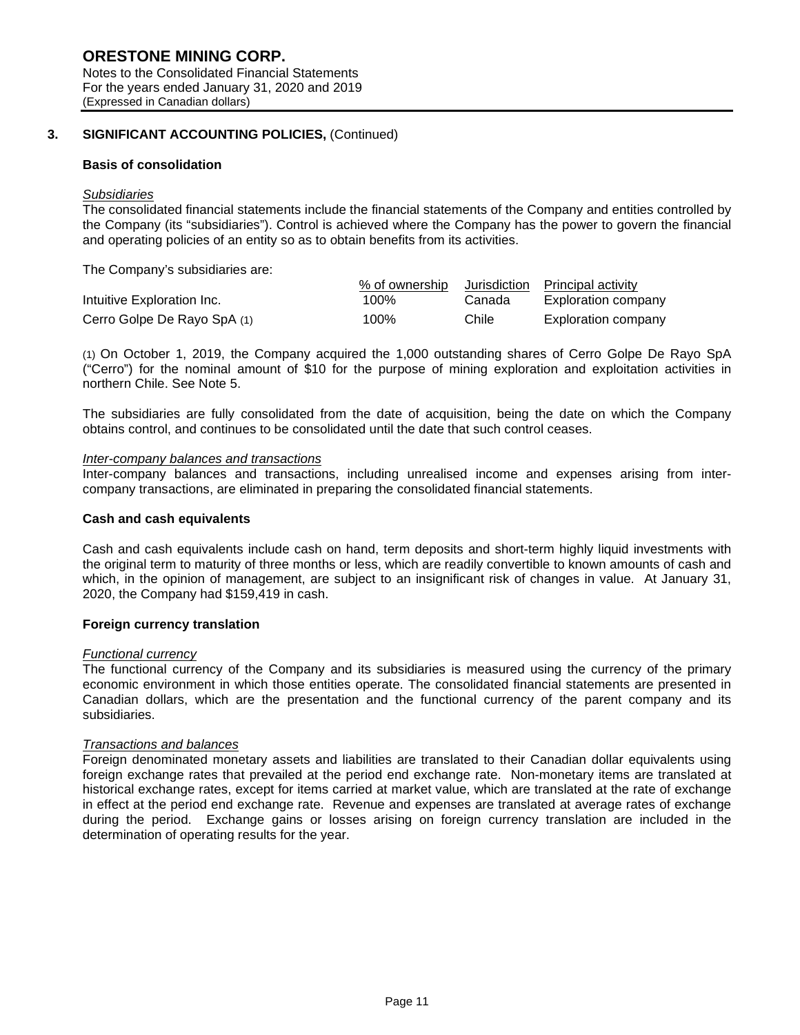**ORESTONE MINING CORP.**
Notes to the Consolidated Financial Statements
For the years ended January 31, 2020 and 2019
(Expressed in Canadian dollars)

## 3. SIGNIFICANT ACCOUNTING POLICIES, (Continued)

### Basis of consolidation

*Subsidiaries*

The consolidated financial statements include the financial statements of the Company and entities controlled by the Company (its "subsidiaries"). Control is achieved where the Company has the power to govern the financial and operating policies of an entity so as to obtain benefits from its activities.

The Company's subsidiaries are:

| | % of ownership | Jurisdiction | Principal activity |
|---|---|---|---|
| Intuitive Exploration Inc. | 100% | Canada | Exploration company |
| Cerro Golpe De Rayo SpA (1) | 100% | Chile | Exploration company |

(1) On October 1, 2019, the Company acquired the 1,000 outstanding shares of Cerro Golpe De Rayo SpA ("Cerro") for the nominal amount of $10 for the purpose of mining exploration and exploitation activities in northern Chile. See Note 5.

The subsidiaries are fully consolidated from the date of acquisition, being the date on which the Company obtains control, and continues to be consolidated until the date that such control ceases.

*Inter-company balances and transactions*

Inter-company balances and transactions, including unrealised income and expenses arising from inter-company transactions, are eliminated in preparing the consolidated financial statements.

### Cash and cash equivalents

Cash and cash equivalents include cash on hand, term deposits and short-term highly liquid investments with the original term to maturity of three months or less, which are readily convertible to known amounts of cash and which, in the opinion of management, are subject to an insignificant risk of changes in value. At January 31, 2020, the Company had $159,419 in cash.

### Foreign currency translation

*Functional currency*

The functional currency of the Company and its subsidiaries is measured using the currency of the primary economic environment in which those entities operate. The consolidated financial statements are presented in Canadian dollars, which are the presentation and the functional currency of the parent company and its subsidiaries.

*Transactions and balances*

Foreign denominated monetary assets and liabilities are translated to their Canadian dollar equivalents using foreign exchange rates that prevailed at the period end exchange rate. Non-monetary items are translated at historical exchange rates, except for items carried at market value, which are translated at the rate of exchange in effect at the period end exchange rate. Revenue and expenses are translated at average rates of exchange during the period. Exchange gains or losses arising on foreign currency translation are included in the determination of operating results for the year.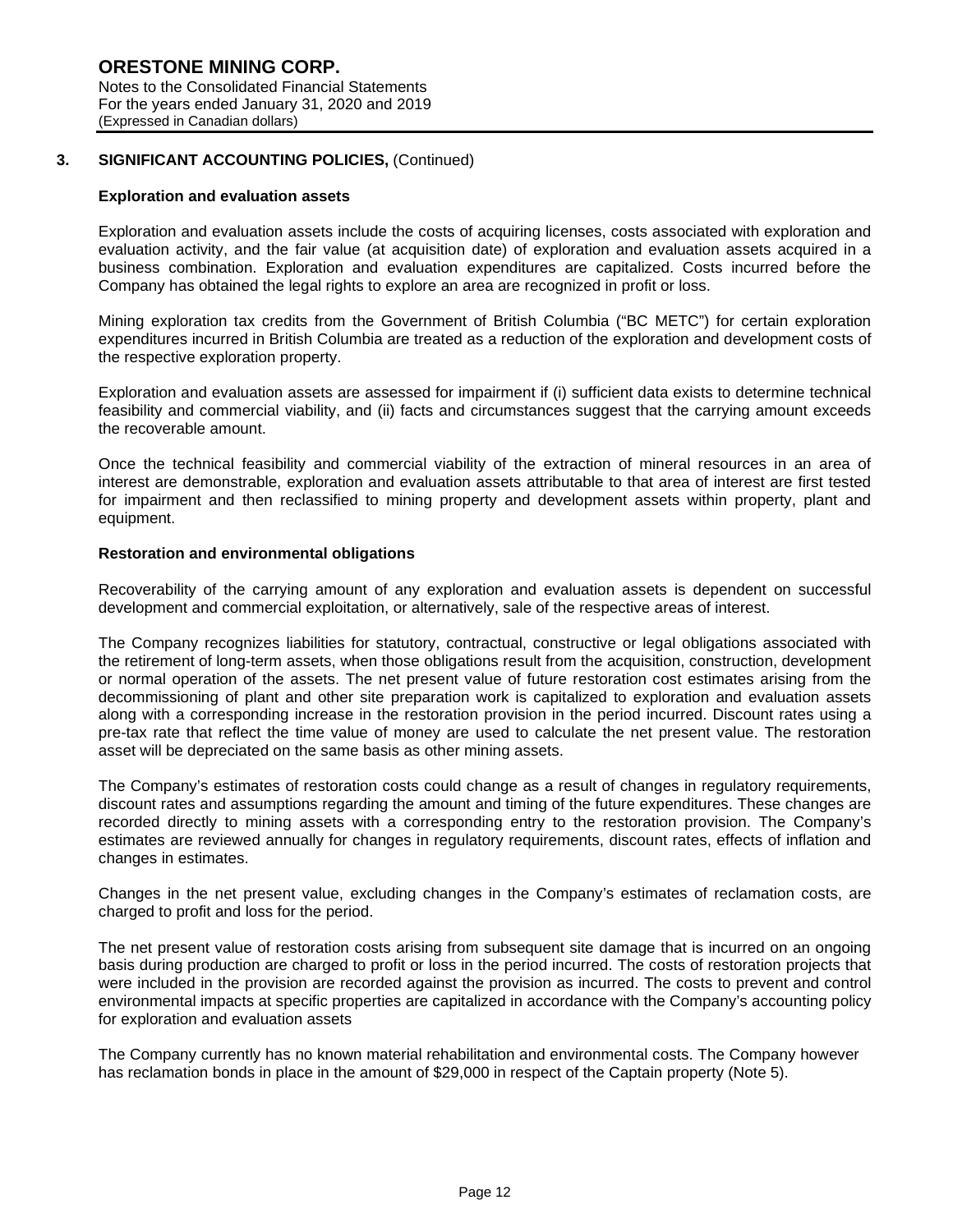## 3. SIGNIFICANT ACCOUNTING POLICIES, (Continued)

### Exploration and evaluation assets

Exploration and evaluation assets include the costs of acquiring licenses, costs associated with exploration and evaluation activity, and the fair value (at acquisition date) of exploration and evaluation assets acquired in a business combination. Exploration and evaluation expenditures are capitalized. Costs incurred before the Company has obtained the legal rights to explore an area are recognized in profit or loss.

Mining exploration tax credits from the Government of British Columbia ("BC METC") for certain exploration expenditures incurred in British Columbia are treated as a reduction of the exploration and development costs of the respective exploration property.

Exploration and evaluation assets are assessed for impairment if (i) sufficient data exists to determine technical feasibility and commercial viability, and (ii) facts and circumstances suggest that the carrying amount exceeds the recoverable amount.

Once the technical feasibility and commercial viability of the extraction of mineral resources in an area of interest are demonstrable, exploration and evaluation assets attributable to that area of interest are first tested for impairment and then reclassified to mining property and development assets within property, plant and equipment.

### Restoration and environmental obligations

Recoverability of the carrying amount of any exploration and evaluation assets is dependent on successful development and commercial exploitation, or alternatively, sale of the respective areas of interest.

The Company recognizes liabilities for statutory, contractual, constructive or legal obligations associated with the retirement of long-term assets, when those obligations result from the acquisition, construction, development or normal operation of the assets. The net present value of future restoration cost estimates arising from the decommissioning of plant and other site preparation work is capitalized to exploration and evaluation assets along with a corresponding increase in the restoration provision in the period incurred. Discount rates using a pre-tax rate that reflect the time value of money are used to calculate the net present value. The restoration asset will be depreciated on the same basis as other mining assets.

The Company's estimates of restoration costs could change as a result of changes in regulatory requirements, discount rates and assumptions regarding the amount and timing of the future expenditures. These changes are recorded directly to mining assets with a corresponding entry to the restoration provision. The Company's estimates are reviewed annually for changes in regulatory requirements, discount rates, effects of inflation and changes in estimates.

Changes in the net present value, excluding changes in the Company's estimates of reclamation costs, are charged to profit and loss for the period.

The net present value of restoration costs arising from subsequent site damage that is incurred on an ongoing basis during production are charged to profit or loss in the period incurred. The costs of restoration projects that were included in the provision are recorded against the provision as incurred. The costs to prevent and control environmental impacts at specific properties are capitalized in accordance with the Company's accounting policy for exploration and evaluation assets

The Company currently has no known material rehabilitation and environmental costs. The Company however has reclamation bonds in place in the amount of $29,000 in respect of the Captain property (Note 5).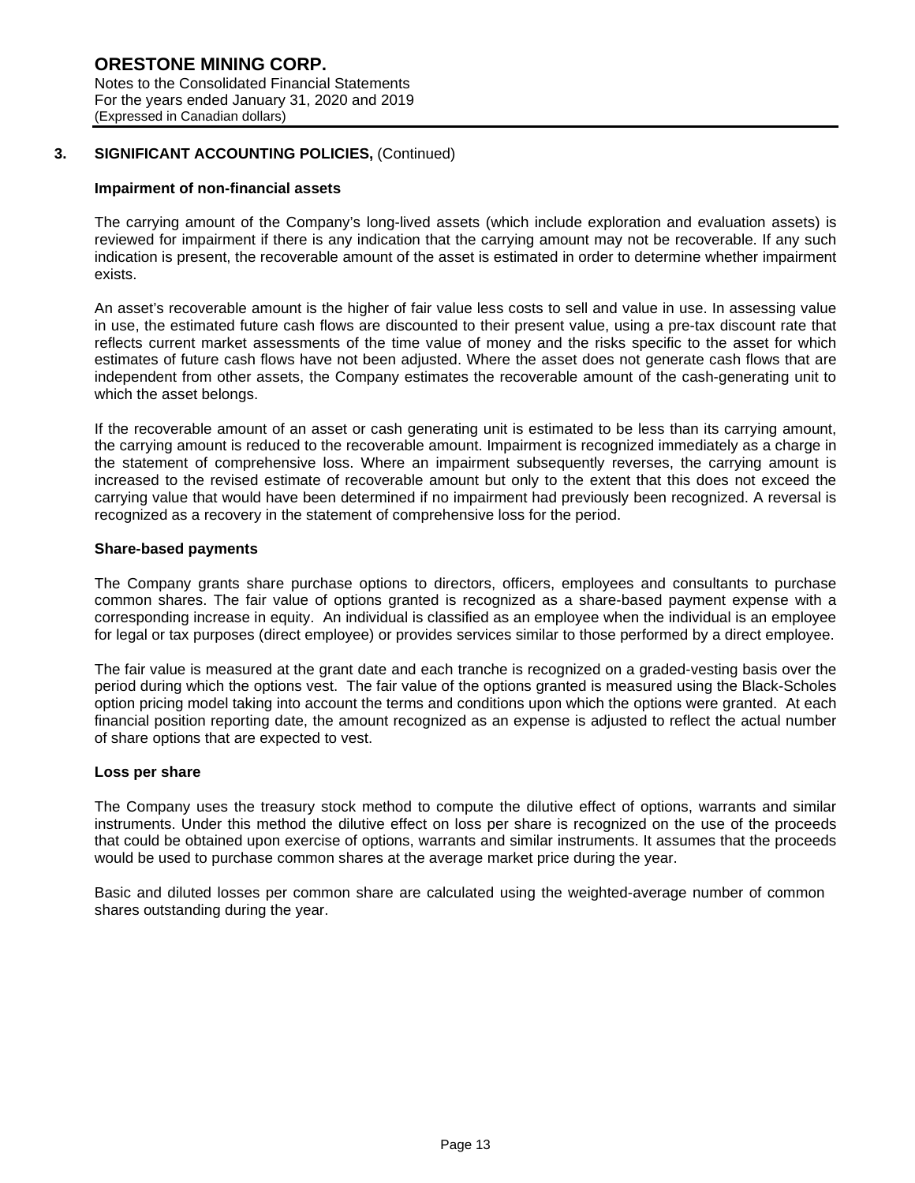## 3. SIGNIFICANT ACCOUNTING POLICIES, (Continued)

### Impairment of non-financial assets

The carrying amount of the Company's long-lived assets (which include exploration and evaluation assets) is reviewed for impairment if there is any indication that the carrying amount may not be recoverable. If any such indication is present, the recoverable amount of the asset is estimated in order to determine whether impairment exists.

An asset's recoverable amount is the higher of fair value less costs to sell and value in use. In assessing value in use, the estimated future cash flows are discounted to their present value, using a pre-tax discount rate that reflects current market assessments of the time value of money and the risks specific to the asset for which estimates of future cash flows have not been adjusted. Where the asset does not generate cash flows that are independent from other assets, the Company estimates the recoverable amount of the cash-generating unit to which the asset belongs.

If the recoverable amount of an asset or cash generating unit is estimated to be less than its carrying amount, the carrying amount is reduced to the recoverable amount. Impairment is recognized immediately as a charge in the statement of comprehensive loss. Where an impairment subsequently reverses, the carrying amount is increased to the revised estimate of recoverable amount but only to the extent that this does not exceed the carrying value that would have been determined if no impairment had previously been recognized. A reversal is recognized as a recovery in the statement of comprehensive loss for the period.

### Share-based payments

The Company grants share purchase options to directors, officers, employees and consultants to purchase common shares. The fair value of options granted is recognized as a share-based payment expense with a corresponding increase in equity. An individual is classified as an employee when the individual is an employee for legal or tax purposes (direct employee) or provides services similar to those performed by a direct employee.

The fair value is measured at the grant date and each tranche is recognized on a graded-vesting basis over the period during which the options vest. The fair value of the options granted is measured using the Black-Scholes option pricing model taking into account the terms and conditions upon which the options were granted. At each financial position reporting date, the amount recognized as an expense is adjusted to reflect the actual number of share options that are expected to vest.

### Loss per share

The Company uses the treasury stock method to compute the dilutive effect of options, warrants and similar instruments. Under this method the dilutive effect on loss per share is recognized on the use of the proceeds that could be obtained upon exercise of options, warrants and similar instruments. It assumes that the proceeds would be used to purchase common shares at the average market price during the year.

Basic and diluted losses per common share are calculated using the weighted-average number of common shares outstanding during the year.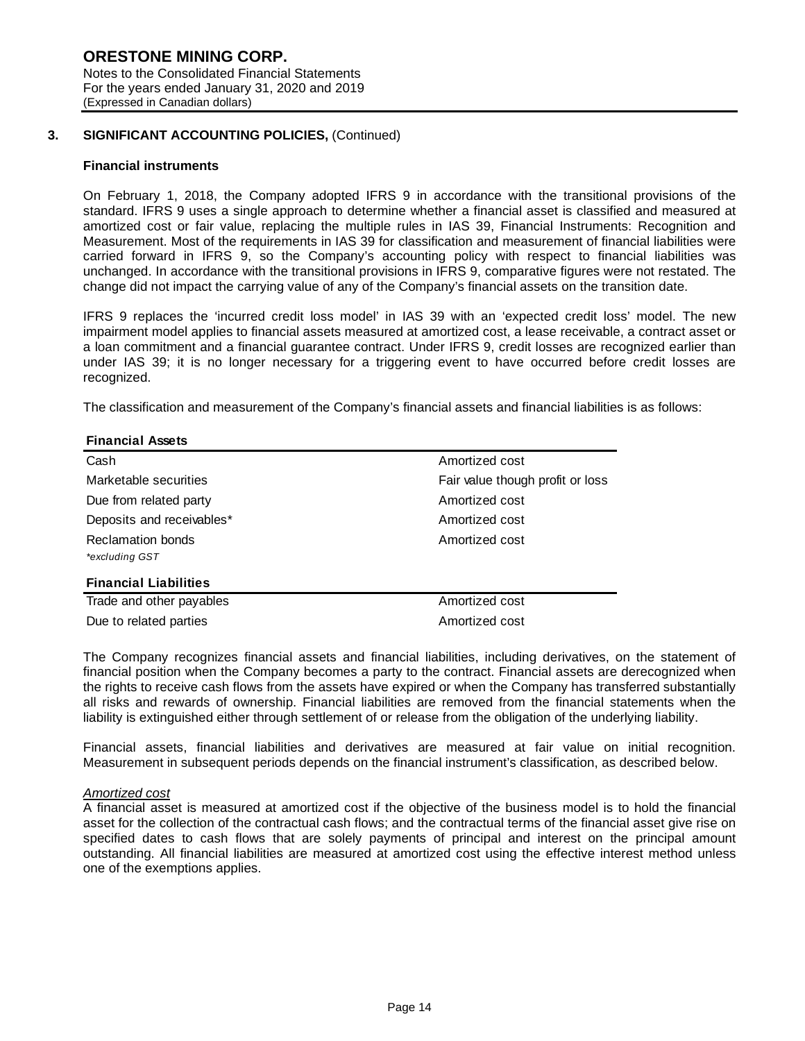## 3. SIGNIFICANT ACCOUNTING POLICIES, (Continued)

### Financial instruments

On February 1, 2018, the Company adopted IFRS 9 in accordance with the transitional provisions of the standard. IFRS 9 uses a single approach to determine whether a financial asset is classified and measured at amortized cost or fair value, replacing the multiple rules in IAS 39, Financial Instruments: Recognition and Measurement. Most of the requirements in IAS 39 for classification and measurement of financial liabilities were carried forward in IFRS 9, so the Company's accounting policy with respect to financial liabilities was unchanged. In accordance with the transitional provisions in IFRS 9, comparative figures were not restated. The change did not impact the carrying value of any of the Company's financial assets on the transition date.

IFRS 9 replaces the 'incurred credit loss model' in IAS 39 with an 'expected credit loss' model. The new impairment model applies to financial assets measured at amortized cost, a lease receivable, a contract asset or a loan commitment and a financial guarantee contract. Under IFRS 9, credit losses are recognized earlier than under IAS 39; it is no longer necessary for a triggering event to have occurred before credit losses are recognized.

The classification and measurement of the Company's financial assets and financial liabilities is as follows:

| **Financial Assets** | |
|---|---|
| Cash | Amortized cost |
| Marketable securities | Fair value though profit or loss |
| Due from related party | Amortized cost |
| Deposits and receivables* | Amortized cost |
| Reclamation bonds | Amortized cost |
| *\*excluding GST* | |

| **Financial Liabilities** | |
|---|---|
| Trade and other payables | Amortized cost |
| Due to related parties | Amortized cost |

The Company recognizes financial assets and financial liabilities, including derivatives, on the statement of financial position when the Company becomes a party to the contract. Financial assets are derecognized when the rights to receive cash flows from the assets have expired or when the Company has transferred substantially all risks and rewards of ownership. Financial liabilities are removed from the financial statements when the liability is extinguished either through settlement of or release from the obligation of the underlying liability.

Financial assets, financial liabilities and derivatives are measured at fair value on initial recognition. Measurement in subsequent periods depends on the financial instrument's classification, as described below.

*Amortized cost*

A financial asset is measured at amortized cost if the objective of the business model is to hold the financial asset for the collection of the contractual cash flows; and the contractual terms of the financial asset give rise on specified dates to cash flows that are solely payments of principal and interest on the principal amount outstanding. All financial liabilities are measured at amortized cost using the effective interest method unless one of the exemptions applies.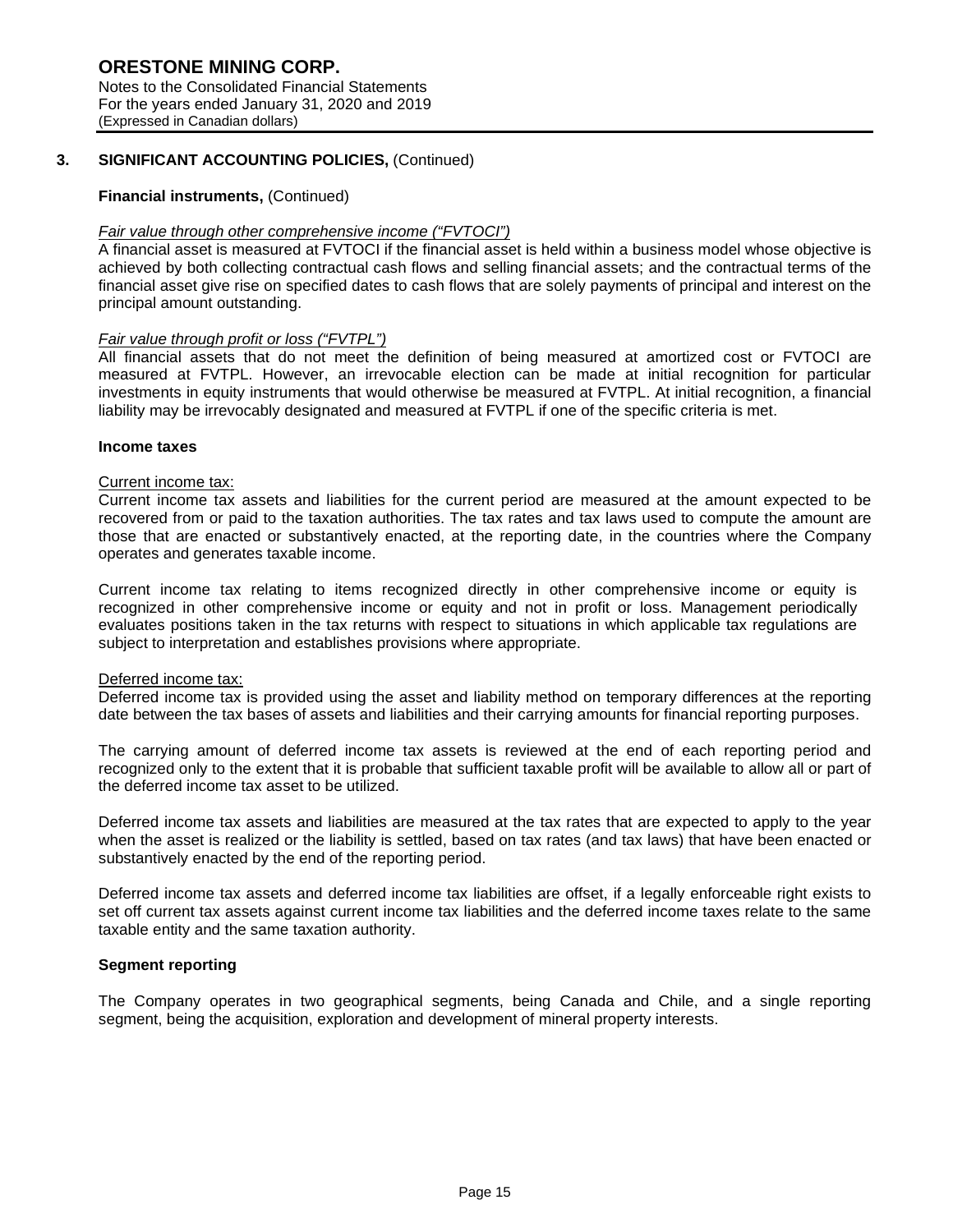## 3. SIGNIFICANT ACCOUNTING POLICIES, (Continued)

**Financial instruments,** (Continued)

*Fair value through other comprehensive income ("FVTOCI")*

A financial asset is measured at FVTOCI if the financial asset is held within a business model whose objective is achieved by both collecting contractual cash flows and selling financial assets; and the contractual terms of the financial asset give rise on specified dates to cash flows that are solely payments of principal and interest on the principal amount outstanding.

*Fair value through profit or loss ("FVTPL")*

All financial assets that do not meet the definition of being measured at amortized cost or FVTOCI are measured at FVTPL. However, an irrevocable election can be made at initial recognition for particular investments in equity instruments that would otherwise be measured at FVTPL. At initial recognition, a financial liability may be irrevocably designated and measured at FVTPL if one of the specific criteria is met.

**Income taxes**

Current income tax:

Current income tax assets and liabilities for the current period are measured at the amount expected to be recovered from or paid to the taxation authorities. The tax rates and tax laws used to compute the amount are those that are enacted or substantively enacted, at the reporting date, in the countries where the Company operates and generates taxable income.

Current income tax relating to items recognized directly in other comprehensive income or equity is recognized in other comprehensive income or equity and not in profit or loss. Management periodically evaluates positions taken in the tax returns with respect to situations in which applicable tax regulations are subject to interpretation and establishes provisions where appropriate.

Deferred income tax:

Deferred income tax is provided using the asset and liability method on temporary differences at the reporting date between the tax bases of assets and liabilities and their carrying amounts for financial reporting purposes.

The carrying amount of deferred income tax assets is reviewed at the end of each reporting period and recognized only to the extent that it is probable that sufficient taxable profit will be available to allow all or part of the deferred income tax asset to be utilized.

Deferred income tax assets and liabilities are measured at the tax rates that are expected to apply to the year when the asset is realized or the liability is settled, based on tax rates (and tax laws) that have been enacted or substantively enacted by the end of the reporting period.

Deferred income tax assets and deferred income tax liabilities are offset, if a legally enforceable right exists to set off current tax assets against current income tax liabilities and the deferred income taxes relate to the same taxable entity and the same taxation authority.

**Segment reporting**

The Company operates in two geographical segments, being Canada and Chile, and a single reporting segment, being the acquisition, exploration and development of mineral property interests.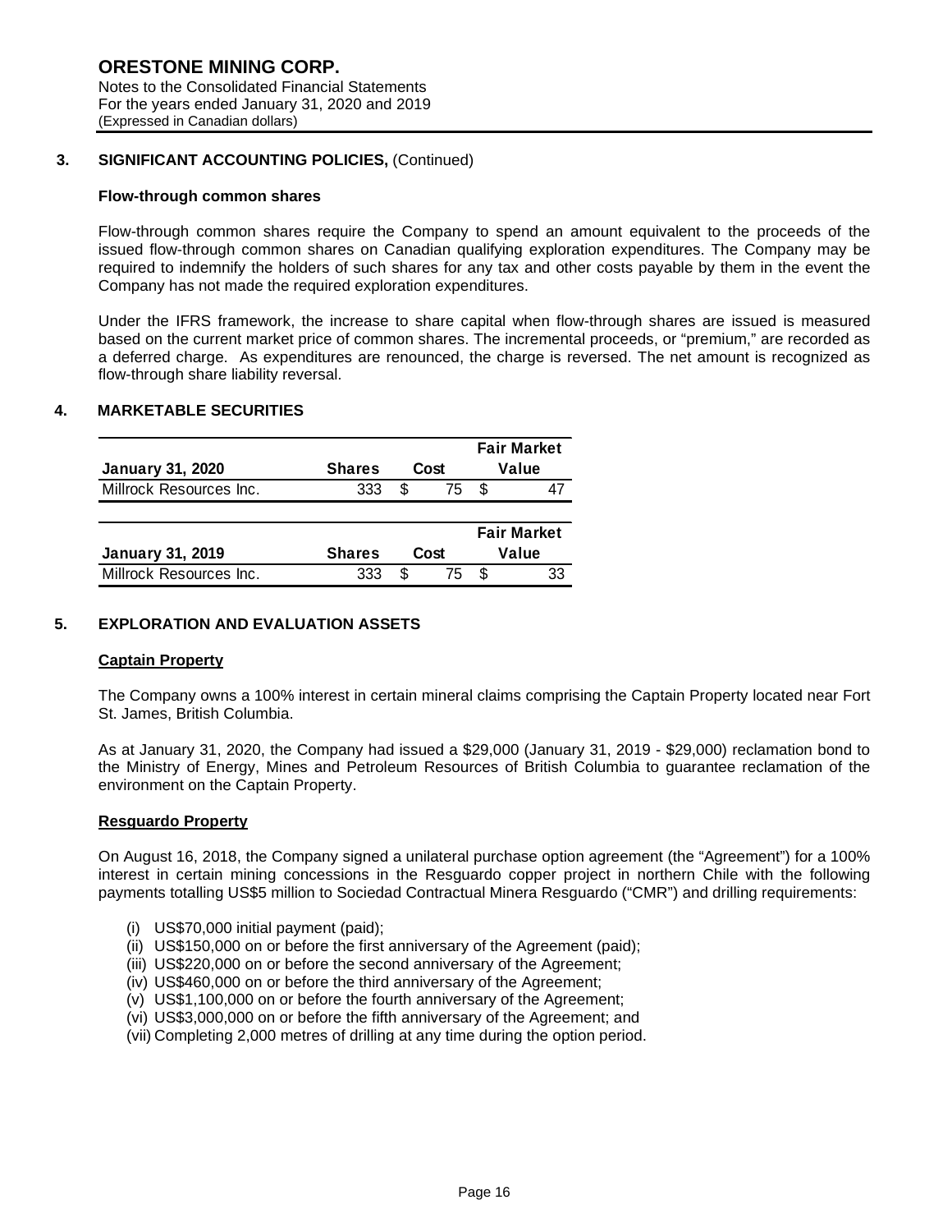### 3. SIGNIFICANT ACCOUNTING POLICIES, (Continued)

**Flow-through common shares**

Flow-through common shares require the Company to spend an amount equivalent to the proceeds of the issued flow-through common shares on Canadian qualifying exploration expenditures. The Company may be required to indemnify the holders of such shares for any tax and other costs payable by them in the event the Company has not made the required exploration expenditures.

Under the IFRS framework, the increase to share capital when flow-through shares are issued is measured based on the current market price of common shares. The incremental proceeds, or "premium," are recorded as a deferred charge. As expenditures are renounced, the charge is reversed. The net amount is recognized as flow-through share liability reversal.

### 4. MARKETABLE SECURITIES

| January 31, 2020 | Shares | Cost | Fair Market Value |
|---|---|---|---|
| Millrock Resources Inc. | 333 | $ 75 | $ 47 |

| January 31, 2019 | Shares | Cost | Fair Market Value |
|---|---|---|---|
| Millrock Resources Inc. | 333 | $ 75 | $ 33 |

### 5. EXPLORATION AND EVALUATION ASSETS

**Captain Property**

The Company owns a 100% interest in certain mineral claims comprising the Captain Property located near Fort St. James, British Columbia.

As at January 31, 2020, the Company had issued a $29,000 (January 31, 2019 - $29,000) reclamation bond to the Ministry of Energy, Mines and Petroleum Resources of British Columbia to guarantee reclamation of the environment on the Captain Property.

**Resguardo Property**

On August 16, 2018, the Company signed a unilateral purchase option agreement (the "Agreement") for a 100% interest in certain mining concessions in the Resguardo copper project in northern Chile with the following payments totalling US$5 million to Sociedad Contractual Minera Resguardo ("CMR") and drilling requirements:

(i) US$70,000 initial payment (paid);
(ii) US$150,000 on or before the first anniversary of the Agreement (paid);
(iii) US$220,000 on or before the second anniversary of the Agreement;
(iv) US$460,000 on or before the third anniversary of the Agreement;
(v) US$1,100,000 on or before the fourth anniversary of the Agreement;
(vi) US$3,000,000 on or before the fifth anniversary of the Agreement; and
(vii) Completing 2,000 metres of drilling at any time during the option period.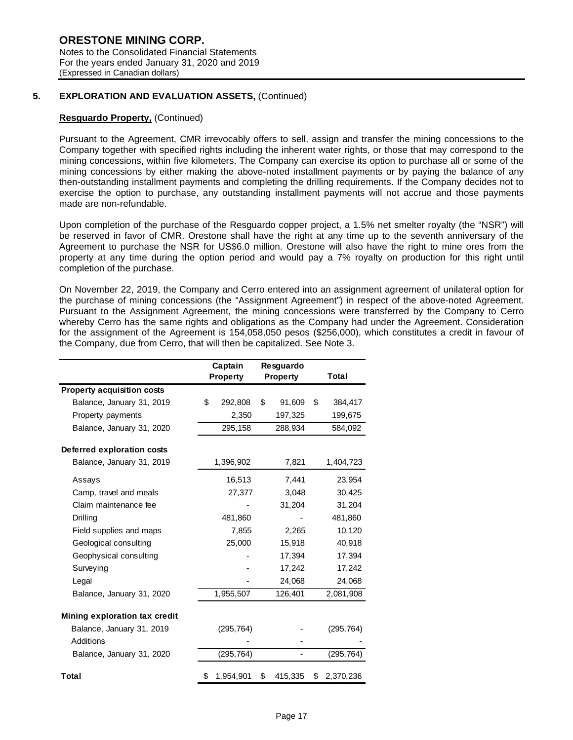## 5. EXPLORATION AND EVALUATION ASSETS, (Continued)

**Resguardo Property,** (Continued)

Pursuant to the Agreement, CMR irrevocably offers to sell, assign and transfer the mining concessions to the Company together with specified rights including the inherent water rights, or those that may correspond to the mining concessions, within five kilometers. The Company can exercise its option to purchase all or some of the mining concessions by either making the above-noted installment payments or by paying the balance of any then-outstanding installment payments and completing the drilling requirements. If the Company decides not to exercise the option to purchase, any outstanding installment payments will not accrue and those payments made are non-refundable.

Upon completion of the purchase of the Resguardo copper project, a 1.5% net smelter royalty (the "NSR") will be reserved in favor of CMR. Orestone shall have the right at any time up to the seventh anniversary of the Agreement to purchase the NSR for US$6.0 million. Orestone will also have the right to mine ores from the property at any time during the option period and would pay a 7% royalty on production for this right until completion of the purchase.

On November 22, 2019, the Company and Cerro entered into an assignment agreement of unilateral option for the purchase of mining concessions (the "Assignment Agreement") in respect of the above-noted Agreement. Pursuant to the Assignment Agreement, the mining concessions were transferred by the Company to Cerro whereby Cerro has the same rights and obligations as the Company had under the Agreement. Consideration for the assignment of the Agreement is 154,058,050 pesos ($256,000), which constitutes a credit in favour of the Company, due from Cerro, that will then be capitalized. See Note 3.

| | Captain Property | Resguardo Property | Total |
|---|---|---|---|
| **Property acquisition costs** | | | |
| Balance, January 31, 2019 | $ 292,808 | $ 91,609 | $ 384,417 |
| Property payments | 2,350 | 197,325 | 199,675 |
| Balance, January 31, 2020 | 295,158 | 288,934 | 584,092 |
| **Deferred exploration costs** | | | |
| Balance, January 31, 2019 | 1,396,902 | 7,821 | 1,404,723 |
| Assays | 16,513 | 7,441 | 23,954 |
| Camp, travel and meals | 27,377 | 3,048 | 30,425 |
| Claim maintenance fee | - | 31,204 | 31,204 |
| Drilling | 481,860 | - | 481,860 |
| Field supplies and maps | 7,855 | 2,265 | 10,120 |
| Geological consulting | 25,000 | 15,918 | 40,918 |
| Geophysical consulting | - | 17,394 | 17,394 |
| Surveying | - | 17,242 | 17,242 |
| Legal | - | 24,068 | 24,068 |
| Balance, January 31, 2020 | 1,955,507 | 126,401 | 2,081,908 |
| **Mining exploration tax credit** | | | |
| Balance, January 31, 2019 | (295,764) | - | (295,764) |
| Additions | - | - | - |
| Balance, January 31, 2020 | (295,764) | - | (295,764) |
| **Total** | $ 1,954,901 | $ 415,335 | $ 2,370,236 |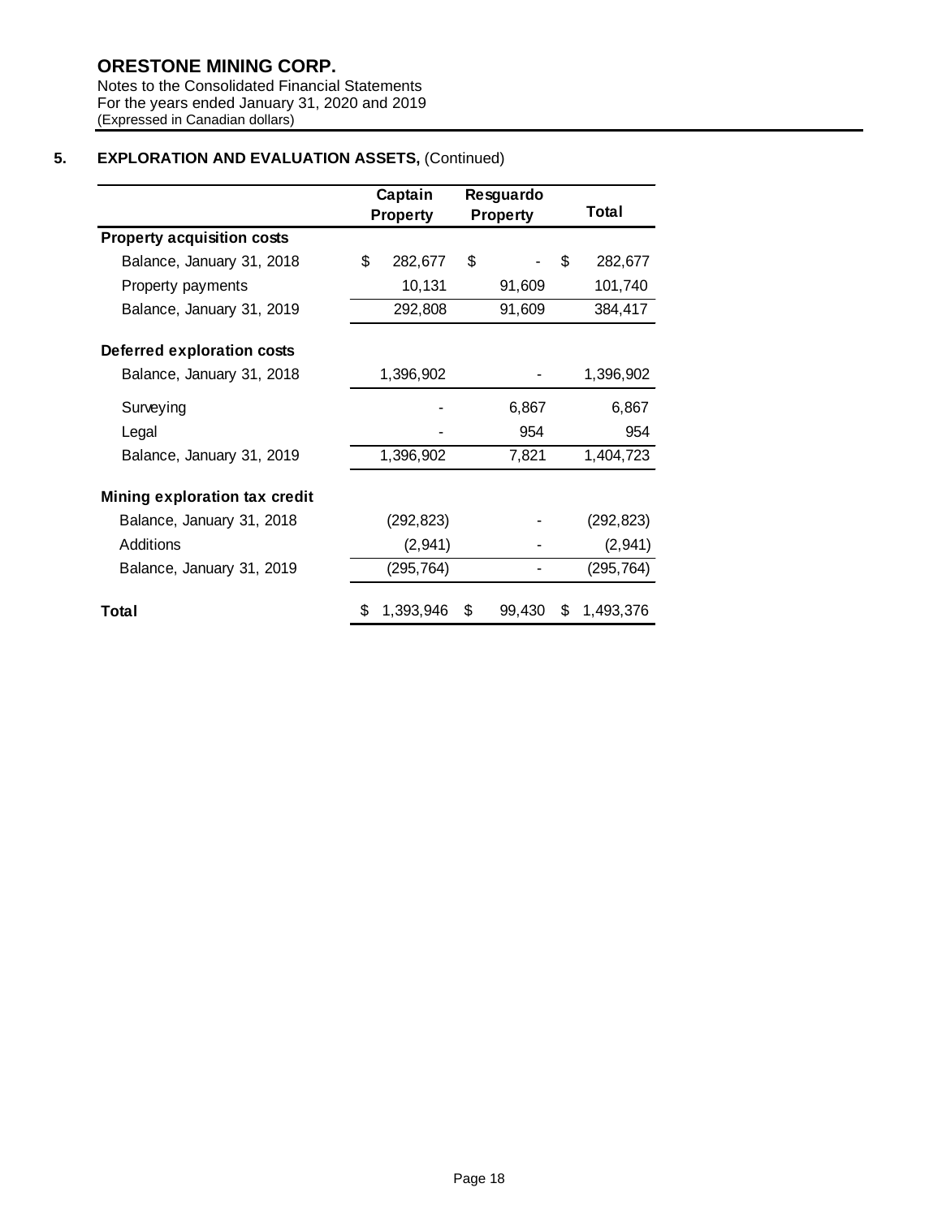**ORESTONE MINING CORP.**
Notes to the Consolidated Financial Statements
For the years ended January 31, 2020 and 2019
(Expressed in Canadian dollars)

## 5. EXPLORATION AND EVALUATION ASSETS, (Continued)

| | Captain Property | Resguardo Property | Total |
|---|---|---|---|
| **Property acquisition costs** | | | |
| Balance, January 31, 2018 | $ 282,677 | $ - | $ 282,677 |
| Property payments | 10,131 | 91,609 | 101,740 |
| Balance, January 31, 2019 | 292,808 | 91,609 | 384,417 |
| **Deferred exploration costs** | | | |
| Balance, January 31, 2018 | 1,396,902 | - | 1,396,902 |
| Surveying | - | 6,867 | 6,867 |
| Legal | - | 954 | 954 |
| Balance, January 31, 2019 | 1,396,902 | 7,821 | 1,404,723 |
| **Mining exploration tax credit** | | | |
| Balance, January 31, 2018 | (292,823) | - | (292,823) |
| Additions | (2,941) | - | (2,941) |
| Balance, January 31, 2019 | (295,764) | - | (295,764) |
| **Total** | $ 1,393,946 | $ 99,430 | $ 1,493,376 |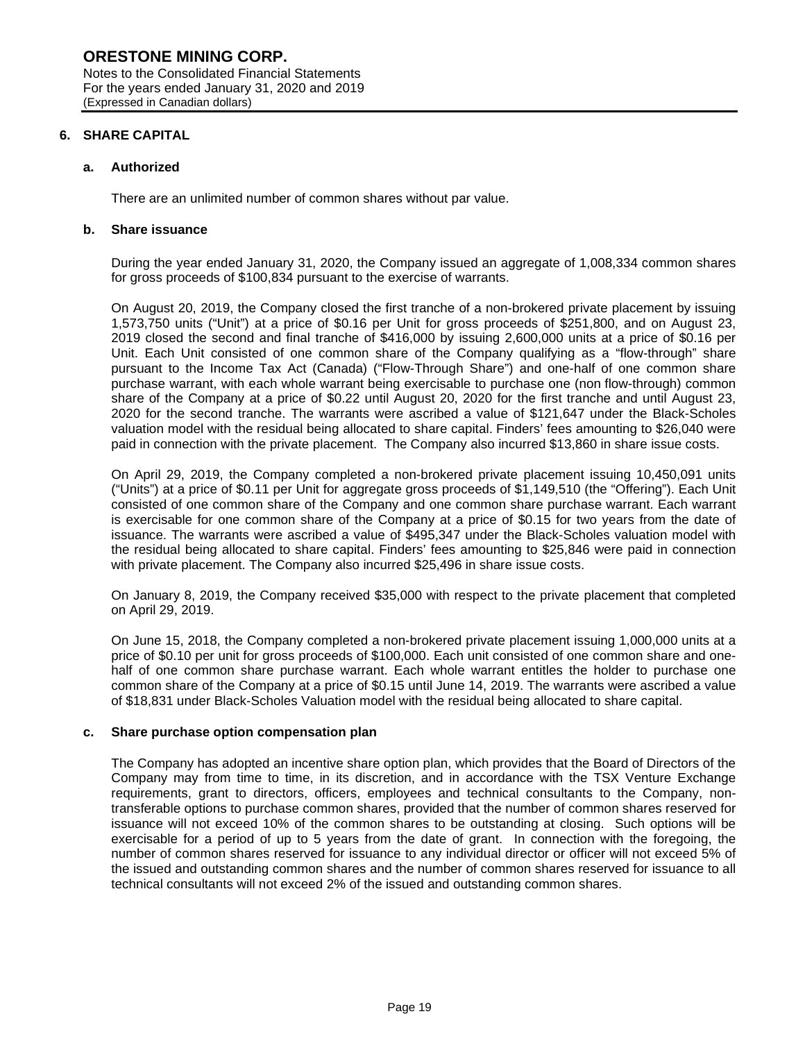# 6. SHARE CAPITAL

## a. Authorized

There are an unlimited number of common shares without par value.

## b. Share issuance

During the year ended January 31, 2020, the Company issued an aggregate of 1,008,334 common shares for gross proceeds of $100,834 pursuant to the exercise of warrants.

On August 20, 2019, the Company closed the first tranche of a non-brokered private placement by issuing 1,573,750 units ("Unit") at a price of $0.16 per Unit for gross proceeds of $251,800, and on August 23, 2019 closed the second and final tranche of $416,000 by issuing 2,600,000 units at a price of $0.16 per Unit. Each Unit consisted of one common share of the Company qualifying as a "flow-through" share pursuant to the Income Tax Act (Canada) ("Flow-Through Share") and one-half of one common share purchase warrant, with each whole warrant being exercisable to purchase one (non flow-through) common share of the Company at a price of $0.22 until August 20, 2020 for the first tranche and until August 23, 2020 for the second tranche. The warrants were ascribed a value of $121,647 under the Black-Scholes valuation model with the residual being allocated to share capital. Finders' fees amounting to $26,040 were paid in connection with the private placement. The Company also incurred $13,860 in share issue costs.

On April 29, 2019, the Company completed a non-brokered private placement issuing 10,450,091 units ("Units") at a price of $0.11 per Unit for aggregate gross proceeds of $1,149,510 (the "Offering"). Each Unit consisted of one common share of the Company and one common share purchase warrant. Each warrant is exercisable for one common share of the Company at a price of $0.15 for two years from the date of issuance. The warrants were ascribed a value of $495,347 under the Black-Scholes valuation model with the residual being allocated to share capital. Finders' fees amounting to $25,846 were paid in connection with private placement. The Company also incurred $25,496 in share issue costs.

On January 8, 2019, the Company received $35,000 with respect to the private placement that completed on April 29, 2019.

On June 15, 2018, the Company completed a non-brokered private placement issuing 1,000,000 units at a price of $0.10 per unit for gross proceeds of $100,000. Each unit consisted of one common share and one-half of one common share purchase warrant. Each whole warrant entitles the holder to purchase one common share of the Company at a price of $0.15 until June 14, 2019. The warrants were ascribed a value of $18,831 under Black-Scholes Valuation model with the residual being allocated to share capital.

## c. Share purchase option compensation plan

The Company has adopted an incentive share option plan, which provides that the Board of Directors of the Company may from time to time, in its discretion, and in accordance with the TSX Venture Exchange requirements, grant to directors, officers, employees and technical consultants to the Company, non-transferable options to purchase common shares, provided that the number of common shares reserved for issuance will not exceed 10% of the common shares to be outstanding at closing. Such options will be exercisable for a period of up to 5 years from the date of grant. In connection with the foregoing, the number of common shares reserved for issuance to any individual director or officer will not exceed 5% of the issued and outstanding common shares and the number of common shares reserved for issuance to all technical consultants will not exceed 2% of the issued and outstanding common shares.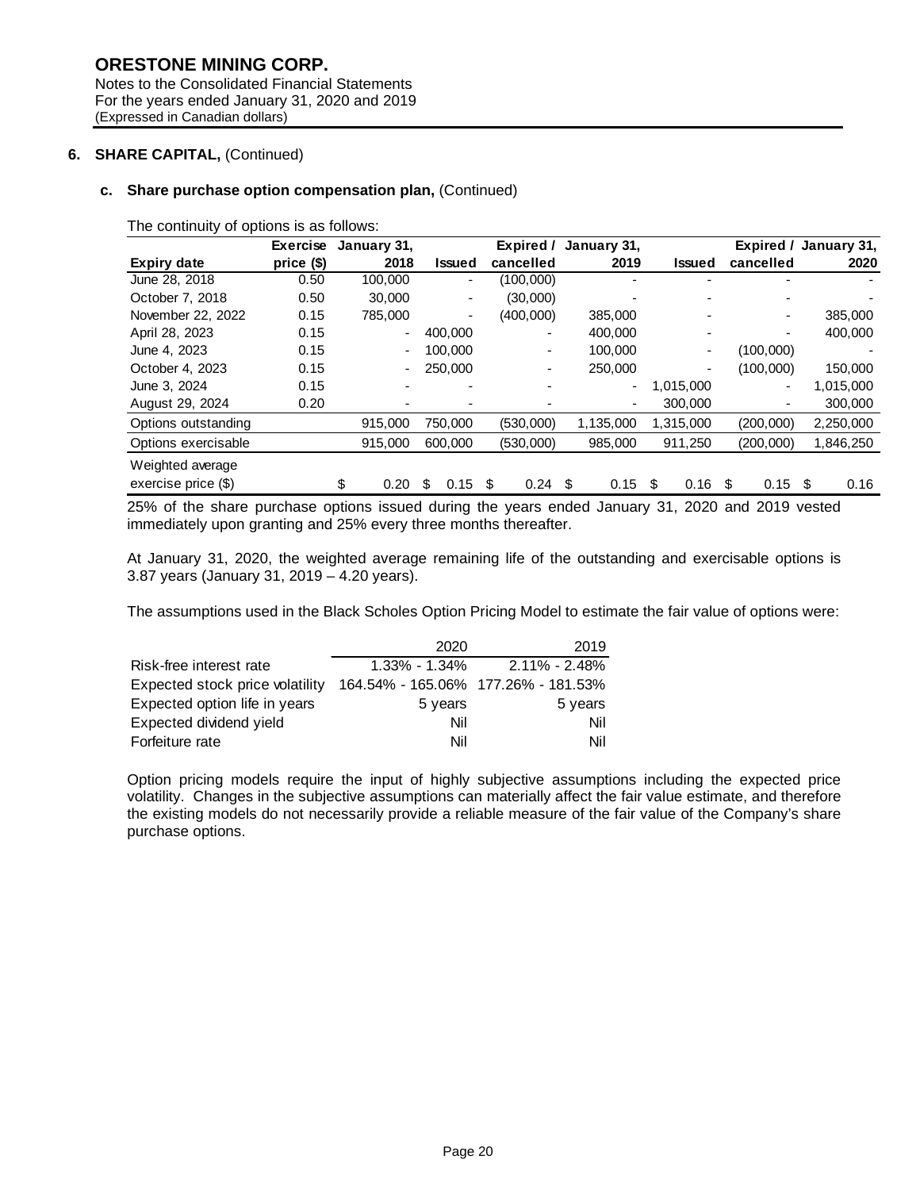## 6. SHARE CAPITAL, (Continued)

### c. Share purchase option compensation plan, (Continued)

The continuity of options is as follows:

| Expiry date | Exercise price ($) | January 31, 2018 | Issued | Expired / cancelled | January 31, 2019 | Issued | Expired / cancelled | January 31, 2020 |
|---|---|---|---|---|---|---|---|---|
| June 28, 2018 | 0.50 | 100,000 | - | (100,000) | - | - | - | - |
| October 7, 2018 | 0.50 | 30,000 | - | (30,000) | - | - | - | - |
| November 22, 2022 | 0.15 | 785,000 | - | (400,000) | 385,000 | - | - | 385,000 |
| April 28, 2023 | 0.15 | - | 400,000 | - | 400,000 | - | - | 400,000 |
| June 4, 2023 | 0.15 | - | 100,000 | - | 100,000 | - | (100,000) | - |
| October 4, 2023 | 0.15 | - | 250,000 | - | 250,000 | - | (100,000) | 150,000 |
| June 3, 2024 | 0.15 | - | - | - | - | 1,015,000 | - | 1,015,000 |
| August 29, 2024 | 0.20 | - | - | - | - | 300,000 | - | 300,000 |
| Options outstanding | | 915,000 | 750,000 | (530,000) | 1,135,000 | 1,315,000 | (200,000) | 2,250,000 |
| Options exercisable | | 915,000 | 600,000 | (530,000) | 985,000 | 911,250 | (200,000) | 1,846,250 |
| Weighted average exercise price ($) | | $ 0.20 | $ 0.15 | $ 0.24 | $ 0.15 | $ 0.16 | $ 0.15 | $ 0.16 |

25% of the share purchase options issued during the years ended January 31, 2020 and 2019 vested immediately upon granting and 25% every three months thereafter.

At January 31, 2020, the weighted average remaining life of the outstanding and exercisable options is 3.87 years (January 31, 2019 – 4.20 years).

The assumptions used in the Black Scholes Option Pricing Model to estimate the fair value of options were:

| | 2020 | 2019 |
|---|---|---|
| Risk-free interest rate | 1.33% - 1.34% | 2.11% - 2.48% |
| Expected stock price volatility | 164.54% - 165.06% | 177.26% - 181.53% |
| Expected option life in years | 5 years | 5 years |
| Expected dividend yield | Nil | Nil |
| Forfeiture rate | Nil | Nil |

Option pricing models require the input of highly subjective assumptions including the expected price volatility. Changes in the subjective assumptions can materially affect the fair value estimate, and therefore the existing models do not necessarily provide a reliable measure of the fair value of the Company's share purchase options.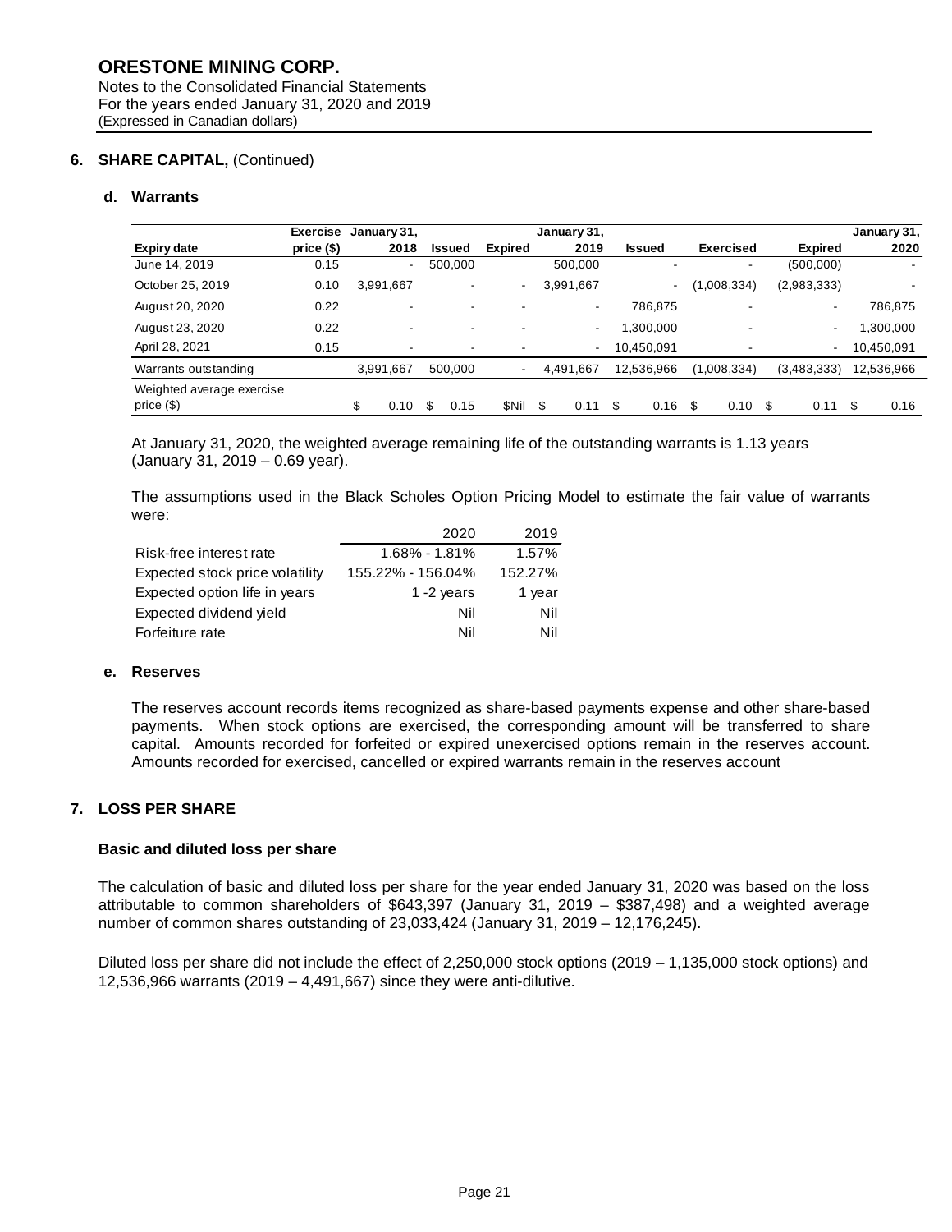# ORESTONE MINING CORP.

Notes to the Consolidated Financial Statements
For the years ended January 31, 2020 and 2019
(Expressed in Canadian dollars)

## 6. SHARE CAPITAL, (Continued)

### d. Warrants

| Expiry date | Exercise price ($) | January 31, 2018 | Issued | Expired | January 31, 2019 | Issued | Exercised | Expired | January 31, 2020 |
|---|---|---|---|---|---|---|---|---|---|
| June 14, 2019 | 0.15 | - | 500,000 | | 500,000 | - | - | (500,000) | - |
| October 25, 2019 | 0.10 | 3,991,667 | - | - | 3,991,667 | - | (1,008,334) | (2,983,333) | - |
| August 20, 2020 | 0.22 | - | - | - | - | 786,875 | - | - | 786,875 |
| August 23, 2020 | 0.22 | - | - | - | - | 1,300,000 | - | - | 1,300,000 |
| April 28, 2021 | 0.15 | - | - | - | - | 10,450,091 | - | - | 10,450,091 |
| Warrants outstanding | | 3,991,667 | 500,000 | - | 4,491,667 | 12,536,966 | (1,008,334) | (3,483,333) | 12,536,966 |
| Weighted average exercise price ($) | | $ 0.10 | $ 0.15 | $Nil | $ 0.11 | $ 0.16 | $ 0.10 | $ 0.11 | $ 0.16 |

At January 31, 2020, the weighted average remaining life of the outstanding warrants is 1.13 years (January 31, 2019 – 0.69 year).

The assumptions used in the Black Scholes Option Pricing Model to estimate the fair value of warrants were:

| | 2020 | 2019 |
|---|---|---|
| Risk-free interest rate | 1.68% - 1.81% | 1.57% |
| Expected stock price volatility | 155.22% - 156.04% | 152.27% |
| Expected option life in years | 1 -2 years | 1 year |
| Expected dividend yield | Nil | Nil |
| Forfeiture rate | Nil | Nil |

### e. Reserves

The reserves account records items recognized as share-based payments expense and other share-based payments. When stock options are exercised, the corresponding amount will be transferred to share capital. Amounts recorded for forfeited or expired unexercised options remain in the reserves account. Amounts recorded for exercised, cancelled or expired warrants remain in the reserves account

## 7. LOSS PER SHARE

### Basic and diluted loss per share

The calculation of basic and diluted loss per share for the year ended January 31, 2020 was based on the loss attributable to common shareholders of $643,397 (January 31, 2019 – $387,498) and a weighted average number of common shares outstanding of 23,033,424 (January 31, 2019 – 12,176,245).

Diluted loss per share did not include the effect of 2,250,000 stock options (2019 – 1,135,000 stock options) and 12,536,966 warrants (2019 – 4,491,667) since they were anti-dilutive.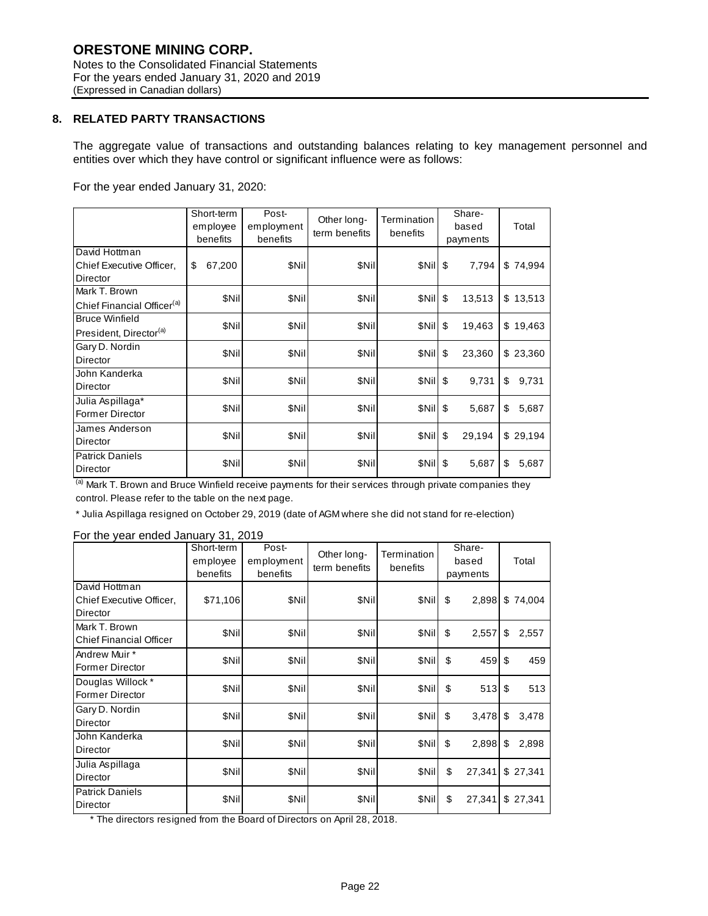**ORESTONE MINING CORP.**
Notes to the Consolidated Financial Statements
For the years ended January 31, 2020 and 2019
(Expressed in Canadian dollars)

## 8. RELATED PARTY TRANSACTIONS

The aggregate value of transactions and outstanding balances relating to key management personnel and entities over which they have control or significant influence were as follows:

For the year ended January 31, 2020:

| | Short-term employee benefits | Post-employment benefits | Other long-term benefits | Termination benefits | Share-based payments | Total |
|---|---|---|---|---|---|---|
| David Hottman<br>Chief Executive Officer, Director | $ 67,200 | $Nil | $Nil | $Nil | $ 7,794 | $ 74,994 |
| Mark T. Brown<br>Chief Financial Officer[(a)] | $Nil | $Nil | $Nil | $Nil | $ 13,513 | $ 13,513 |
| Bruce Winfield<br>President, Director[(a)] | $Nil | $Nil | $Nil | $Nil | $ 19,463 | $ 19,463 |
| Gary D. Nordin<br>Director | $Nil | $Nil | $Nil | $Nil | $ 23,360 | $ 23,360 |
| John Kanderka<br>Director | $Nil | $Nil | $Nil | $Nil | $ 9,731 | $ 9,731 |
| Julia Aspillaga*<br>Former Director | $Nil | $Nil | $Nil | $Nil | $ 5,687 | $ 5,687 |
| James Anderson<br>Director | $Nil | $Nil | $Nil | $Nil | $ 29,194 | $ 29,194 |
| Patrick Daniels<br>Director | $Nil | $Nil | $Nil | $Nil | $ 5,687 | $ 5,687 |

[(a)] Mark T. Brown and Bruce Winfield receive payments for their services through private companies they control. Please refer to the table on the next page.

* Julia Aspillaga resigned on October 29, 2019 (date of AGM where she did not stand for re-election)

For the year ended January 31, 2019

| | Short-term employee benefits | Post-employment benefits | Other long-term benefits | Termination benefits | Share-based payments | Total |
|---|---|---|---|---|---|---|
| David Hottman<br>Chief Executive Officer, Director | $71,106 | $Nil | $Nil | $Nil | $ 2,898 | $ 74,004 |
| Mark T. Brown<br>Chief Financial Officer | $Nil | $Nil | $Nil | $Nil | $ 2,557 | $ 2,557 |
| Andrew Muir *<br>Former Director | $Nil | $Nil | $Nil | $Nil | $ 459 | $ 459 |
| Douglas Willock *<br>Former Director | $Nil | $Nil | $Nil | $Nil | $ 513 | $ 513 |
| Gary D. Nordin<br>Director | $Nil | $Nil | $Nil | $Nil | $ 3,478 | $ 3,478 |
| John Kanderka<br>Director | $Nil | $Nil | $Nil | $Nil | $ 2,898 | $ 2,898 |
| Julia Aspillaga<br>Director | $Nil | $Nil | $Nil | $Nil | $ 27,341 | $ 27,341 |
| Patrick Daniels<br>Director | $Nil | $Nil | $Nil | $Nil | $ 27,341 | $ 27,341 |

* The directors resigned from the Board of Directors on April 28, 2018.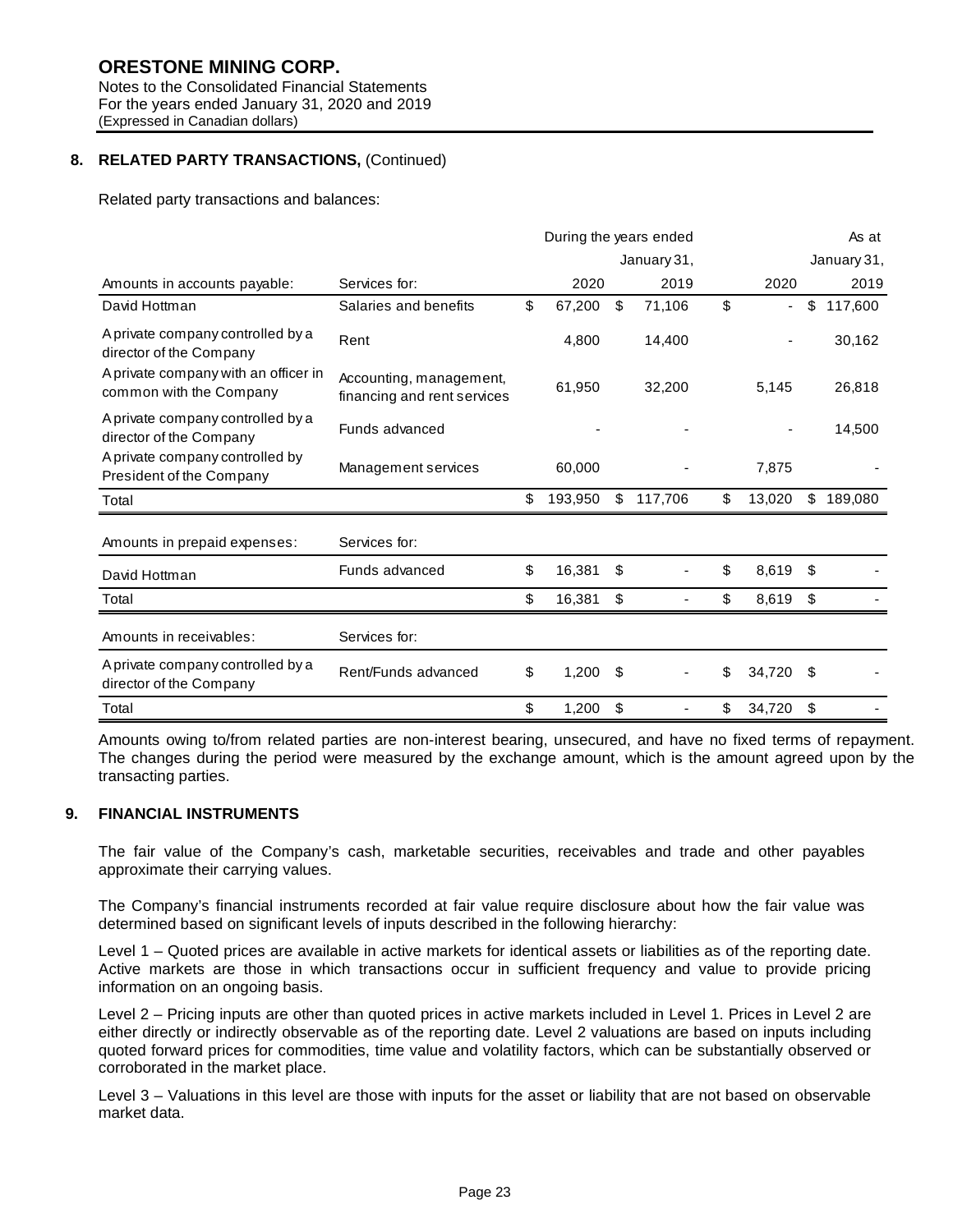**ORESTONE MINING CORP.**
Notes to the Consolidated Financial Statements
For the years ended January 31, 2020 and 2019
(Expressed in Canadian dollars)

## 8. RELATED PARTY TRANSACTIONS, (Continued)

Related party transactions and balances:

| | | During the years ended January 31, | | As at January 31, | |
|---|---|---|---|---|---|
| Amounts in accounts payable: | Services for: | 2020 | 2019 | 2020 | 2019 |
| David Hottman | Salaries and benefits | $ 67,200 | $ 71,106 | $ - | $ 117,600 |
| A private company controlled by a director of the Company | Rent | 4,800 | 14,400 | - | 30,162 |
| A private company with an officer in common with the Company | Accounting, management, financing and rent services | 61,950 | 32,200 | 5,145 | 26,818 |
| A private company controlled by a director of the Company | Funds advanced | - | - | - | 14,500 |
| A private company controlled by President of the Company | Management services | 60,000 | - | 7,875 | - |
| Total | | $ 193,950 | $ 117,706 | $ 13,020 | $ 189,080 |
| Amounts in prepaid expenses: | Services for: | | | | |
| David Hottman | Funds advanced | $ 16,381 | $ - | $ 8,619 | $ - |
| Total | | $ 16,381 | $ - | $ 8,619 | $ - |
| Amounts in receivables: | Services for: | | | | |
| A private company controlled by a director of the Company | Rent/Funds advanced | $ 1,200 | $ - | $ 34,720 | $ - |
| Total | | $ 1,200 | $ - | $ 34,720 | $ - |

Amounts owing to/from related parties are non-interest bearing, unsecured, and have no fixed terms of repayment. The changes during the period were measured by the exchange amount, which is the amount agreed upon by the transacting parties.

## 9. FINANCIAL INSTRUMENTS

The fair value of the Company's cash, marketable securities, receivables and trade and other payables approximate their carrying values.

The Company's financial instruments recorded at fair value require disclosure about how the fair value was determined based on significant levels of inputs described in the following hierarchy:

Level 1 – Quoted prices are available in active markets for identical assets or liabilities as of the reporting date. Active markets are those in which transactions occur in sufficient frequency and value to provide pricing information on an ongoing basis.

Level 2 – Pricing inputs are other than quoted prices in active markets included in Level 1. Prices in Level 2 are either directly or indirectly observable as of the reporting date. Level 2 valuations are based on inputs including quoted forward prices for commodities, time value and volatility factors, which can be substantially observed or corroborated in the market place.

Level 3 – Valuations in this level are those with inputs for the asset or liability that are not based on observable market data.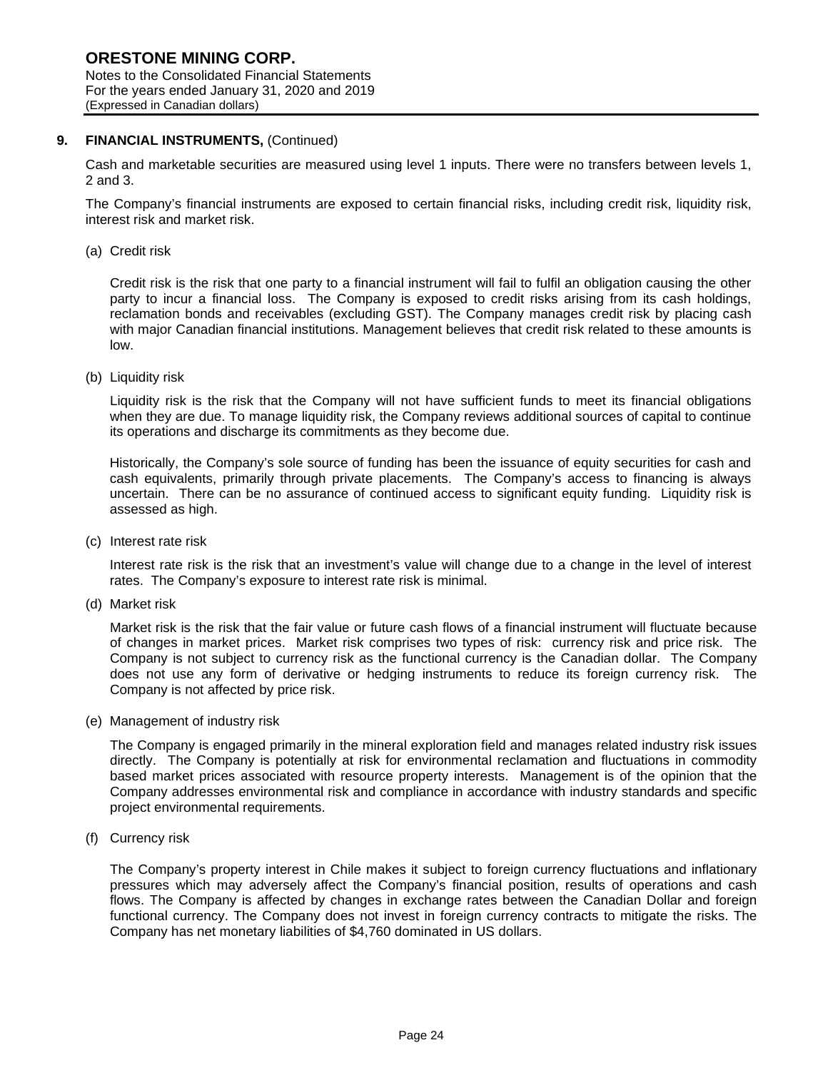## 9. FINANCIAL INSTRUMENTS, (Continued)

Cash and marketable securities are measured using level 1 inputs. There were no transfers between levels 1, 2 and 3.

The Company's financial instruments are exposed to certain financial risks, including credit risk, liquidity risk, interest risk and market risk.

(a) Credit risk

Credit risk is the risk that one party to a financial instrument will fail to fulfil an obligation causing the other party to incur a financial loss. The Company is exposed to credit risks arising from its cash holdings, reclamation bonds and receivables (excluding GST). The Company manages credit risk by placing cash with major Canadian financial institutions. Management believes that credit risk related to these amounts is low.

(b) Liquidity risk

Liquidity risk is the risk that the Company will not have sufficient funds to meet its financial obligations when they are due. To manage liquidity risk, the Company reviews additional sources of capital to continue its operations and discharge its commitments as they become due.

Historically, the Company's sole source of funding has been the issuance of equity securities for cash and cash equivalents, primarily through private placements. The Company's access to financing is always uncertain. There can be no assurance of continued access to significant equity funding. Liquidity risk is assessed as high.

(c) Interest rate risk

Interest rate risk is the risk that an investment's value will change due to a change in the level of interest rates. The Company's exposure to interest rate risk is minimal.

(d) Market risk

Market risk is the risk that the fair value or future cash flows of a financial instrument will fluctuate because of changes in market prices. Market risk comprises two types of risk: currency risk and price risk. The Company is not subject to currency risk as the functional currency is the Canadian dollar. The Company does not use any form of derivative or hedging instruments to reduce its foreign currency risk. The Company is not affected by price risk.

(e) Management of industry risk

The Company is engaged primarily in the mineral exploration field and manages related industry risk issues directly. The Company is potentially at risk for environmental reclamation and fluctuations in commodity based market prices associated with resource property interests. Management is of the opinion that the Company addresses environmental risk and compliance in accordance with industry standards and specific project environmental requirements.

(f) Currency risk

The Company's property interest in Chile makes it subject to foreign currency fluctuations and inflationary pressures which may adversely affect the Company's financial position, results of operations and cash flows. The Company is affected by changes in exchange rates between the Canadian Dollar and foreign functional currency. The Company does not invest in foreign currency contracts to mitigate the risks. The Company has net monetary liabilities of $4,760 dominated in US dollars.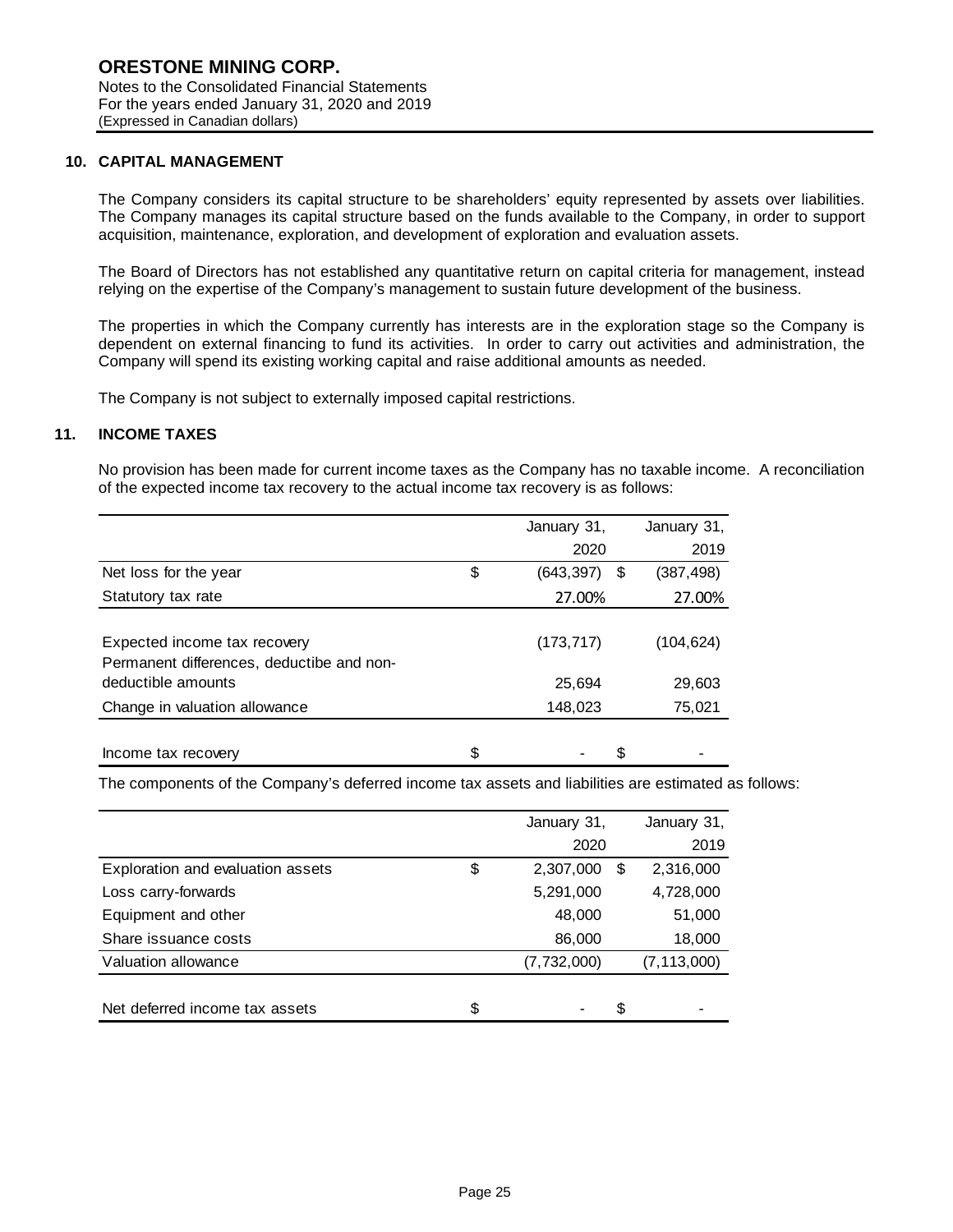## 10. CAPITAL MANAGEMENT

The Company considers its capital structure to be shareholders' equity represented by assets over liabilities. The Company manages its capital structure based on the funds available to the Company, in order to support acquisition, maintenance, exploration, and development of exploration and evaluation assets.

The Board of Directors has not established any quantitative return on capital criteria for management, instead relying on the expertise of the Company's management to sustain future development of the business.

The properties in which the Company currently has interests are in the exploration stage so the Company is dependent on external financing to fund its activities. In order to carry out activities and administration, the Company will spend its existing working capital and raise additional amounts as needed.

The Company is not subject to externally imposed capital restrictions.

## 11. INCOME TAXES

No provision has been made for current income taxes as the Company has no taxable income. A reconciliation of the expected income tax recovery to the actual income tax recovery is as follows:

| | January 31, 2020 | January 31, 2019 |
|---|---|---|
| Net loss for the year | $ (643,397) | $ (387,498) |
| Statutory tax rate | 27.00% | 27.00% |
| Expected income tax recovery | (173,717) | (104,624) |
| Permanent differences, deductibe and non-deductible amounts | 25,694 | 29,603 |
| Change in valuation allowance | 148,023 | 75,021 |
| Income tax recovery | $ - | $ - |

The components of the Company's deferred income tax assets and liabilities are estimated as follows:

| | January 31, 2020 | January 31, 2019 |
|---|---|---|
| Exploration and evaluation assets | $ 2,307,000 | $ 2,316,000 |
| Loss carry-forwards | 5,291,000 | 4,728,000 |
| Equipment and other | 48,000 | 51,000 |
| Share issuance costs | 86,000 | 18,000 |
| Valuation allowance | (7,732,000) | (7,113,000) |
| Net deferred income tax assets | $ - | $ - |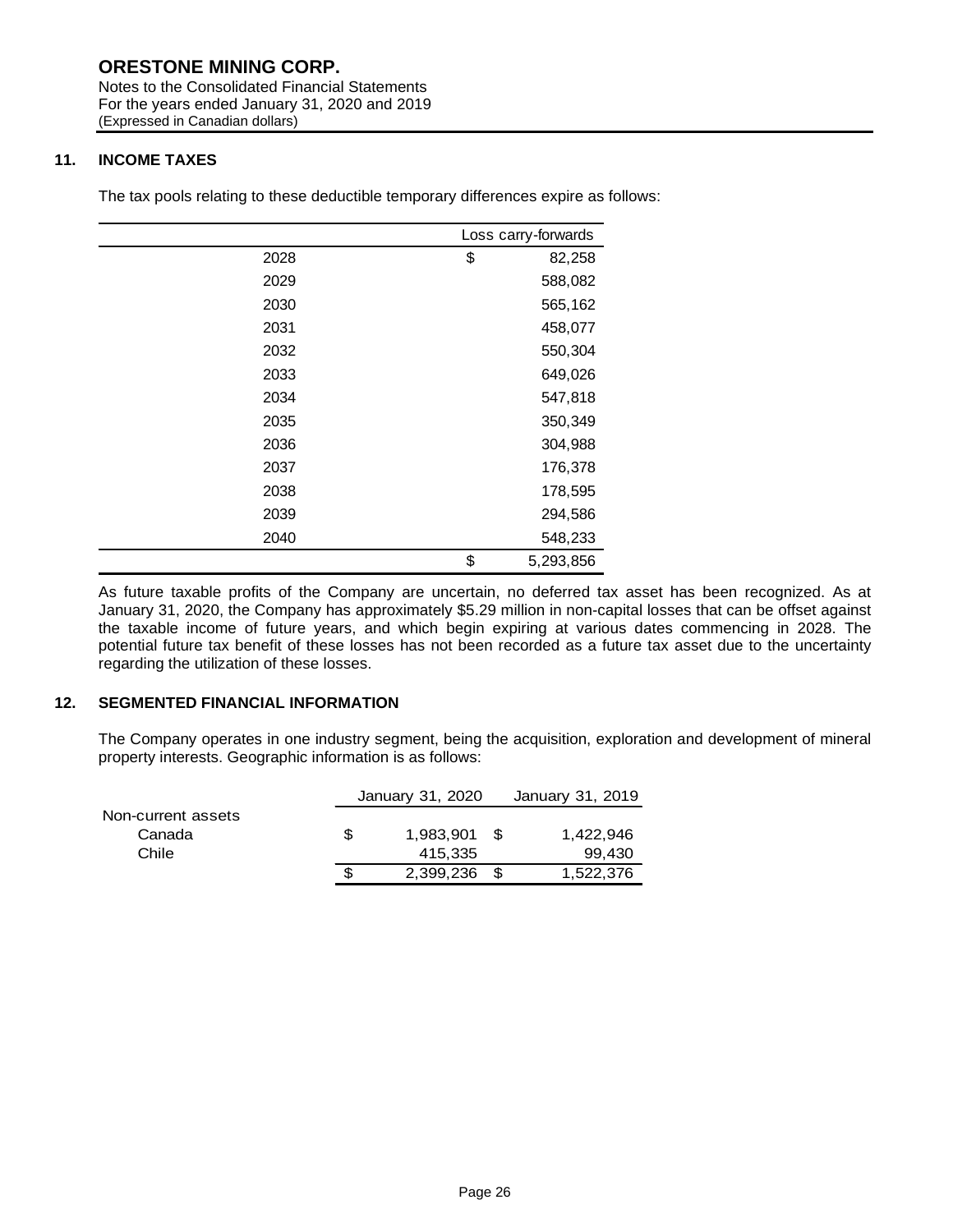# ORESTONE MINING CORP.

Notes to the Consolidated Financial Statements
For the years ended January 31, 2020 and 2019
(Expressed in Canadian dollars)

## 11. INCOME TAXES

The tax pools relating to these deductible temporary differences expire as follows:

| | Loss carry-forwards |
|---|---|
| 2028 | $ 82,258 |
| 2029 | 588,082 |
| 2030 | 565,162 |
| 2031 | 458,077 |
| 2032 | 550,304 |
| 2033 | 649,026 |
| 2034 | 547,818 |
| 2035 | 350,349 |
| 2036 | 304,988 |
| 2037 | 176,378 |
| 2038 | 178,595 |
| 2039 | 294,586 |
| 2040 | 548,233 |
| | $ 5,293,856 |

As future taxable profits of the Company are uncertain, no deferred tax asset has been recognized. As at January 31, 2020, the Company has approximately $5.29 million in non-capital losses that can be offset against the taxable income of future years, and which begin expiring at various dates commencing in 2028. The potential future tax benefit of these losses has not been recorded as a future tax asset due to the uncertainty regarding the utilization of these losses.

## 12. SEGMENTED FINANCIAL INFORMATION

The Company operates in one industry segment, being the acquisition, exploration and development of mineral property interests. Geographic information is as follows:

| | January 31, 2020 | January 31, 2019 |
|---|---|---|
| Non-current assets | | |
| Canada | $ 1,983,901 | $ 1,422,946 |
| Chile | 415,335 | 99,430 |
| | $ 2,399,236 | $ 1,522,376 |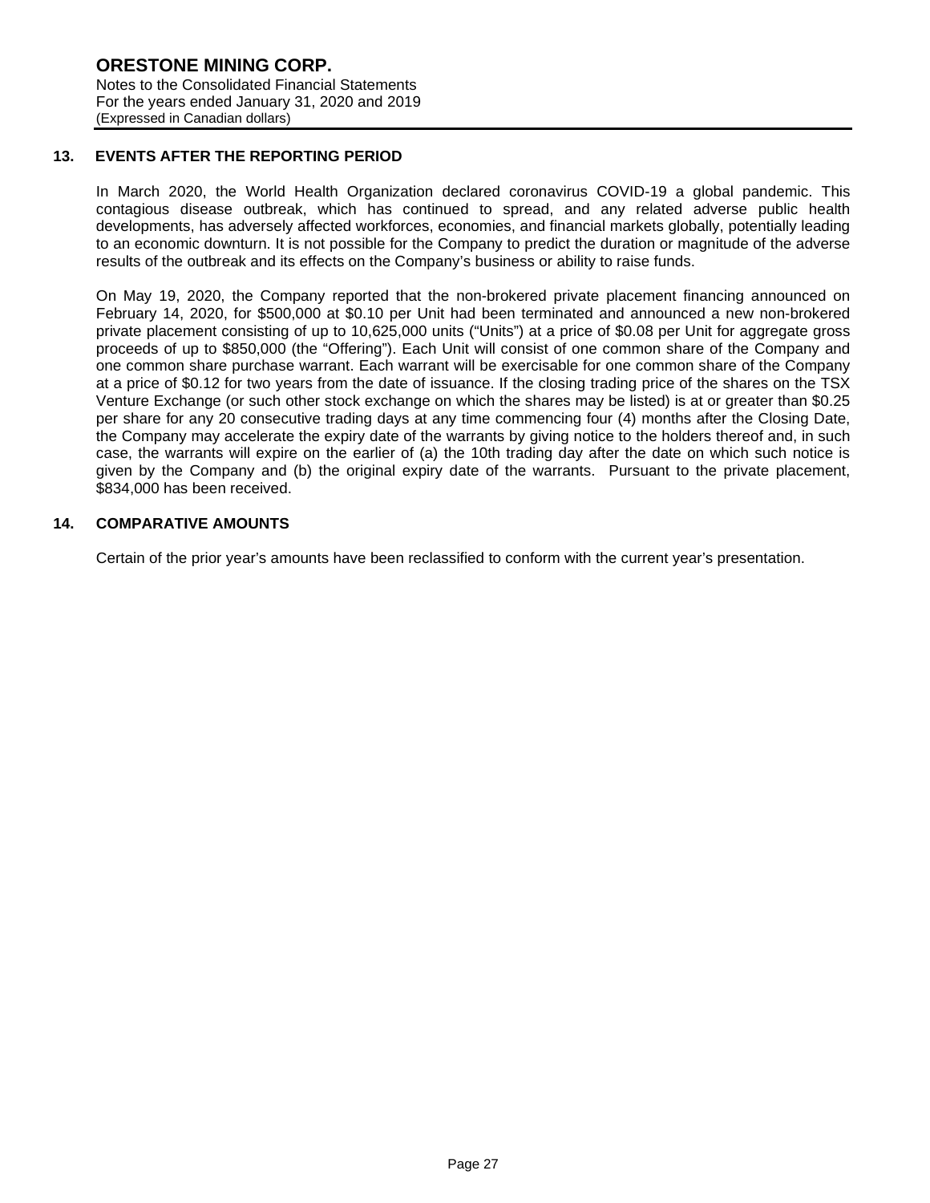## 13. EVENTS AFTER THE REPORTING PERIOD

In March 2020, the World Health Organization declared coronavirus COVID-19 a global pandemic. This contagious disease outbreak, which has continued to spread, and any related adverse public health developments, has adversely affected workforces, economies, and financial markets globally, potentially leading to an economic downturn. It is not possible for the Company to predict the duration or magnitude of the adverse results of the outbreak and its effects on the Company's business or ability to raise funds.

On May 19, 2020, the Company reported that the non-brokered private placement financing announced on February 14, 2020, for $500,000 at $0.10 per Unit had been terminated and announced a new non-brokered private placement consisting of up to 10,625,000 units ("Units") at a price of $0.08 per Unit for aggregate gross proceeds of up to $850,000 (the "Offering"). Each Unit will consist of one common share of the Company and one common share purchase warrant. Each warrant will be exercisable for one common share of the Company at a price of $0.12 for two years from the date of issuance. If the closing trading price of the shares on the TSX Venture Exchange (or such other stock exchange on which the shares may be listed) is at or greater than $0.25 per share for any 20 consecutive trading days at any time commencing four (4) months after the Closing Date, the Company may accelerate the expiry date of the warrants by giving notice to the holders thereof and, in such case, the warrants will expire on the earlier of (a) the 10th trading day after the date on which such notice is given by the Company and (b) the original expiry date of the warrants. Pursuant to the private placement, $834,000 has been received.

## 14. COMPARATIVE AMOUNTS

Certain of the prior year's amounts have been reclassified to conform with the current year's presentation.